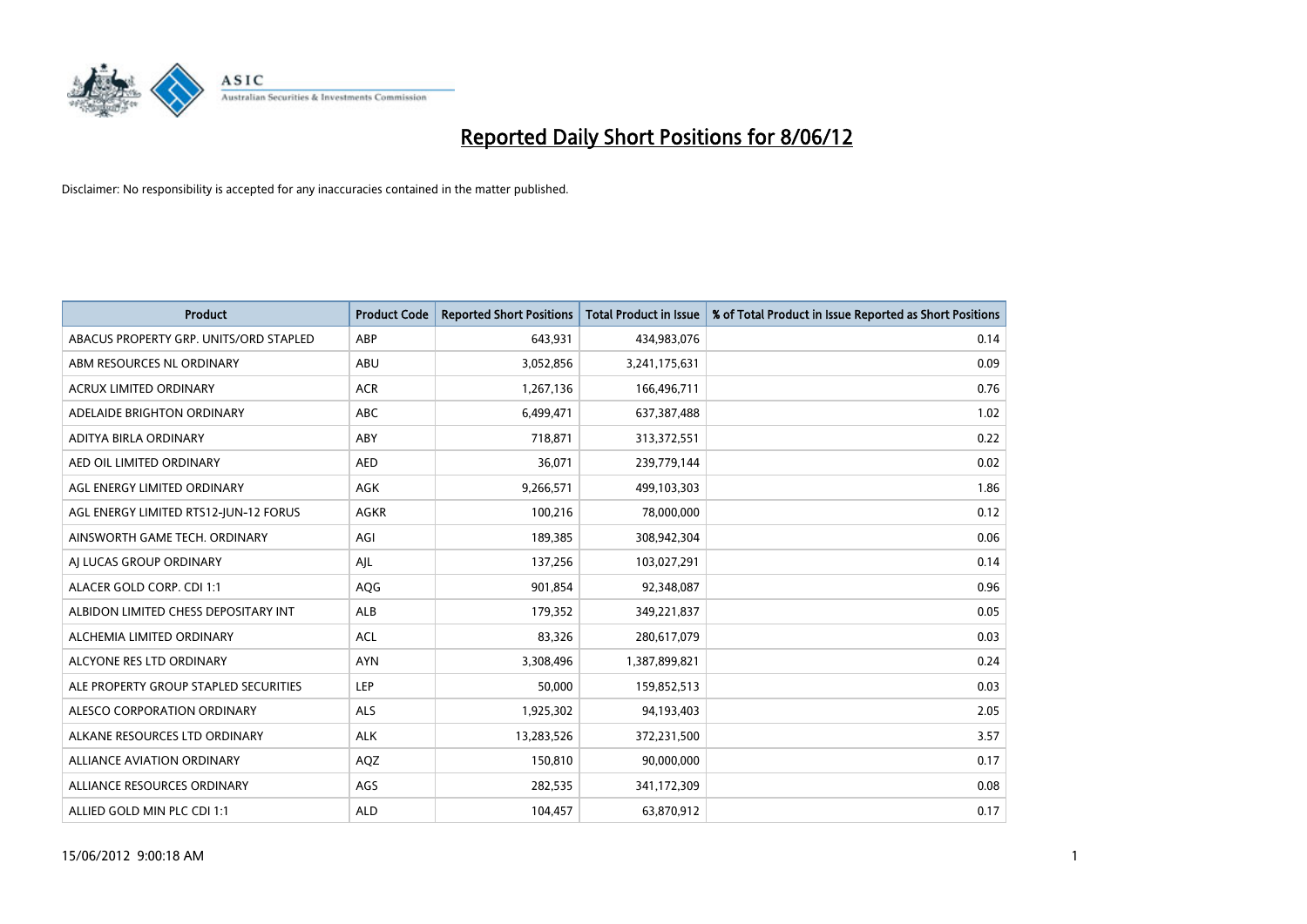# Reported Daily Short Positions for 8/06/12

Disclaimer: No responsibility is accepted for any inaccuracies contained in the matter published.

| Product | Product Code | Reported Short Positions | Total Product in Issue | % of Total Product in Issue Reported as Short Positions |
|---|---|---|---|---|
| ABACUS PROPERTY GRP. UNITS/ORD STAPLED | ABP | 643,931 | 434,983,076 | 0.14 |
| ABM RESOURCES NL ORDINARY | ABU | 3,052,856 | 3,241,175,631 | 0.09 |
| ACRUX LIMITED ORDINARY | ACR | 1,267,136 | 166,496,711 | 0.76 |
| ADELAIDE BRIGHTON ORDINARY | ABC | 6,499,471 | 637,387,488 | 1.02 |
| ADITYA BIRLA ORDINARY | ABY | 718,871 | 313,372,551 | 0.22 |
| AED OIL LIMITED ORDINARY | AED | 36,071 | 239,779,144 | 0.02 |
| AGL ENERGY LIMITED ORDINARY | AGK | 9,266,571 | 499,103,303 | 1.86 |
| AGL ENERGY LIMITED RTS12-JUN-12 FORUS | AGKR | 100,216 | 78,000,000 | 0.12 |
| AINSWORTH GAME TECH. ORDINARY | AGI | 189,385 | 308,942,304 | 0.06 |
| AJ LUCAS GROUP ORDINARY | AJL | 137,256 | 103,027,291 | 0.14 |
| ALACER GOLD CORP. CDI 1:1 | AQG | 901,854 | 92,348,087 | 0.96 |
| ALBIDON LIMITED CHESS DEPOSITARY INT | ALB | 179,352 | 349,221,837 | 0.05 |
| ALCHEMIA LIMITED ORDINARY | ACL | 83,326 | 280,617,079 | 0.03 |
| ALCYONE RES LTD ORDINARY | AYN | 3,308,496 | 1,387,899,821 | 0.24 |
| ALE PROPERTY GROUP STAPLED SECURITIES | LEP | 50,000 | 159,852,513 | 0.03 |
| ALESCO CORPORATION ORDINARY | ALS | 1,925,302 | 94,193,403 | 2.05 |
| ALKANE RESOURCES LTD ORDINARY | ALK | 13,283,526 | 372,231,500 | 3.57 |
| ALLIANCE AVIATION ORDINARY | AQZ | 150,810 | 90,000,000 | 0.17 |
| ALLIANCE RESOURCES ORDINARY | AGS | 282,535 | 341,172,309 | 0.08 |
| ALLIED GOLD MIN PLC CDI 1:1 | ALD | 104,457 | 63,870,912 | 0.17 |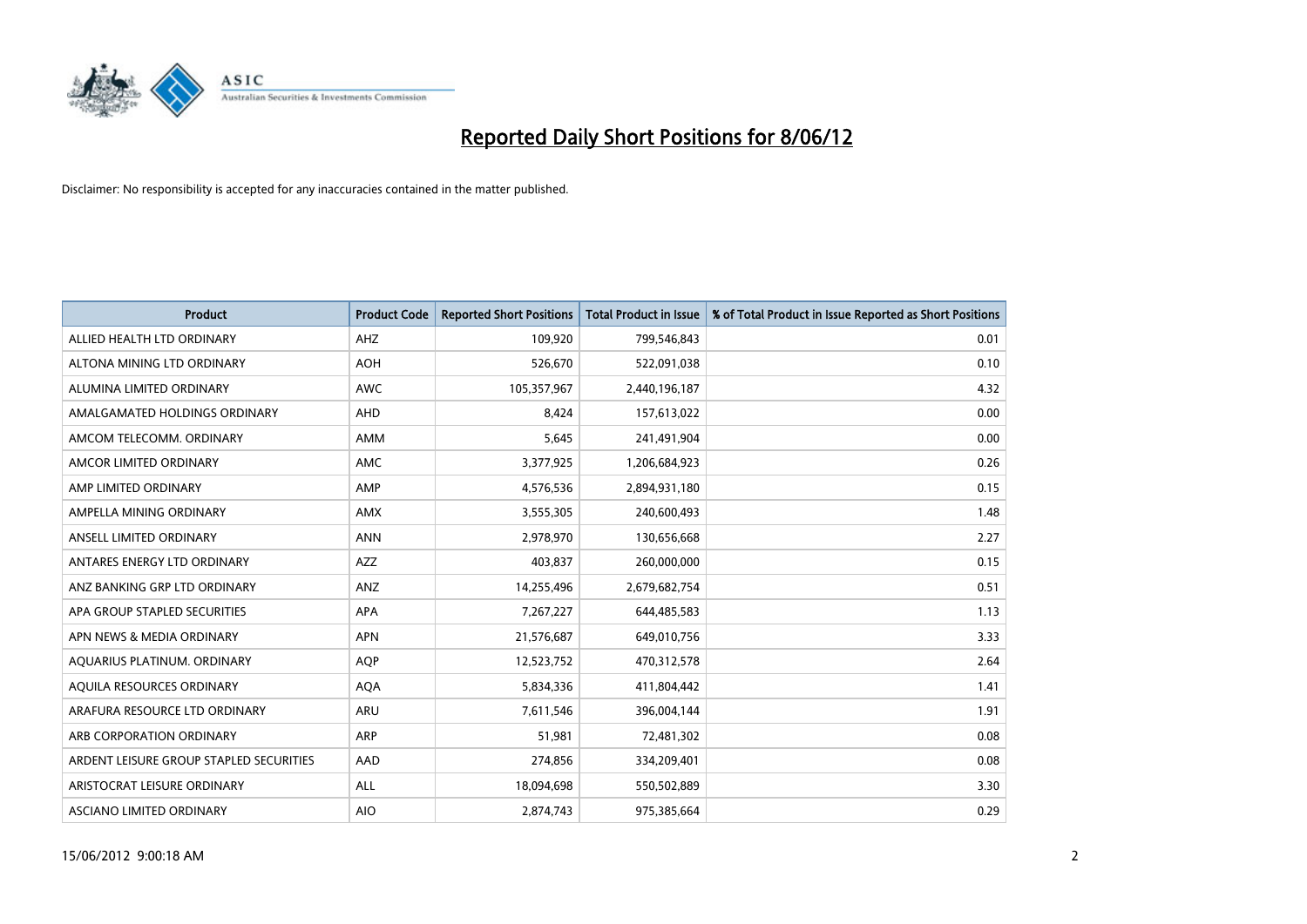# Reported Daily Short Positions for 8/06/12

Disclaimer: No responsibility is accepted for any inaccuracies contained in the matter published.

| Product | Product Code | Reported Short Positions | Total Product in Issue | % of Total Product in Issue Reported as Short Positions |
|---|---|---|---|---|
| ALLIED HEALTH LTD ORDINARY | AHZ | 109,920 | 799,546,843 | 0.01 |
| ALTONA MINING LTD ORDINARY | AOH | 526,670 | 522,091,038 | 0.10 |
| ALUMINA LIMITED ORDINARY | AWC | 105,357,967 | 2,440,196,187 | 4.32 |
| AMALGAMATED HOLDINGS ORDINARY | AHD | 8,424 | 157,613,022 | 0.00 |
| AMCOM TELECOMM. ORDINARY | AMM | 5,645 | 241,491,904 | 0.00 |
| AMCOR LIMITED ORDINARY | AMC | 3,377,925 | 1,206,684,923 | 0.26 |
| AMP LIMITED ORDINARY | AMP | 4,576,536 | 2,894,931,180 | 0.15 |
| AMPELLA MINING ORDINARY | AMX | 3,555,305 | 240,600,493 | 1.48 |
| ANSELL LIMITED ORDINARY | ANN | 2,978,970 | 130,656,668 | 2.27 |
| ANTARES ENERGY LTD ORDINARY | AZZ | 403,837 | 260,000,000 | 0.15 |
| ANZ BANKING GRP LTD ORDINARY | ANZ | 14,255,496 | 2,679,682,754 | 0.51 |
| APA GROUP STAPLED SECURITIES | APA | 7,267,227 | 644,485,583 | 1.13 |
| APN NEWS & MEDIA ORDINARY | APN | 21,576,687 | 649,010,756 | 3.33 |
| AQUARIUS PLATINUM. ORDINARY | AQP | 12,523,752 | 470,312,578 | 2.64 |
| AQUILA RESOURCES ORDINARY | AQA | 5,834,336 | 411,804,442 | 1.41 |
| ARAFURA RESOURCE LTD ORDINARY | ARU | 7,611,546 | 396,004,144 | 1.91 |
| ARB CORPORATION ORDINARY | ARP | 51,981 | 72,481,302 | 0.08 |
| ARDENT LEISURE GROUP STAPLED SECURITIES | AAD | 274,856 | 334,209,401 | 0.08 |
| ARISTOCRAT LEISURE ORDINARY | ALL | 18,094,698 | 550,502,889 | 3.30 |
| ASCIANO LIMITED ORDINARY | AIO | 2,874,743 | 975,385,664 | 0.29 |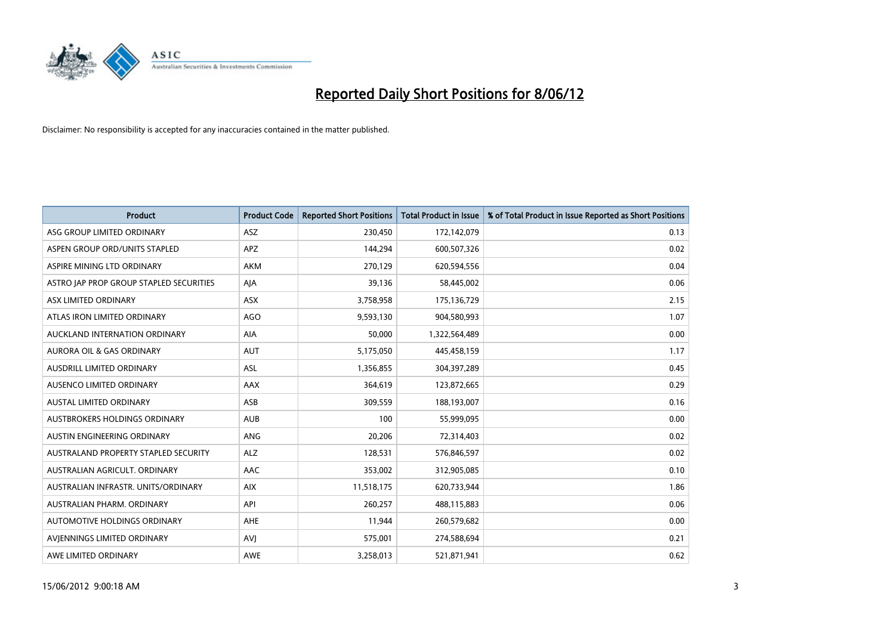# Reported Daily Short Positions for 8/06/12

Disclaimer: No responsibility is accepted for any inaccuracies contained in the matter published.

| Product | Product Code | Reported Short Positions | Total Product in Issue | % of Total Product in Issue Reported as Short Positions |
|---|---|---|---|---|
| ASG GROUP LIMITED ORDINARY | ASZ | 230,450 | 172,142,079 | 0.13 |
| ASPEN GROUP ORD/UNITS STAPLED | APZ | 144,294 | 600,507,326 | 0.02 |
| ASPIRE MINING LTD ORDINARY | AKM | 270,129 | 620,594,556 | 0.04 |
| ASTRO JAP PROP GROUP STAPLED SECURITIES | AJA | 39,136 | 58,445,002 | 0.06 |
| ASX LIMITED ORDINARY | ASX | 3,758,958 | 175,136,729 | 2.15 |
| ATLAS IRON LIMITED ORDINARY | AGO | 9,593,130 | 904,580,993 | 1.07 |
| AUCKLAND INTERNATION ORDINARY | AIA | 50,000 | 1,322,564,489 | 0.00 |
| AURORA OIL & GAS ORDINARY | AUT | 5,175,050 | 445,458,159 | 1.17 |
| AUSDRILL LIMITED ORDINARY | ASL | 1,356,855 | 304,397,289 | 0.45 |
| AUSENCO LIMITED ORDINARY | AAX | 364,619 | 123,872,665 | 0.29 |
| AUSTAL LIMITED ORDINARY | ASB | 309,559 | 188,193,007 | 0.16 |
| AUSTBROKERS HOLDINGS ORDINARY | AUB | 100 | 55,999,095 | 0.00 |
| AUSTIN ENGINEERING ORDINARY | ANG | 20,206 | 72,314,403 | 0.02 |
| AUSTRALAND PROPERTY STAPLED SECURITY | ALZ | 128,531 | 576,846,597 | 0.02 |
| AUSTRALIAN AGRICULT. ORDINARY | AAC | 353,002 | 312,905,085 | 0.10 |
| AUSTRALIAN INFRASTR. UNITS/ORDINARY | AIX | 11,518,175 | 620,733,944 | 1.86 |
| AUSTRALIAN PHARM. ORDINARY | API | 260,257 | 488,115,883 | 0.06 |
| AUTOMOTIVE HOLDINGS ORDINARY | AHE | 11,944 | 260,579,682 | 0.00 |
| AVJENNINGS LIMITED ORDINARY | AVJ | 575,001 | 274,588,694 | 0.21 |
| AWE LIMITED ORDINARY | AWE | 3,258,013 | 521,871,941 | 0.62 |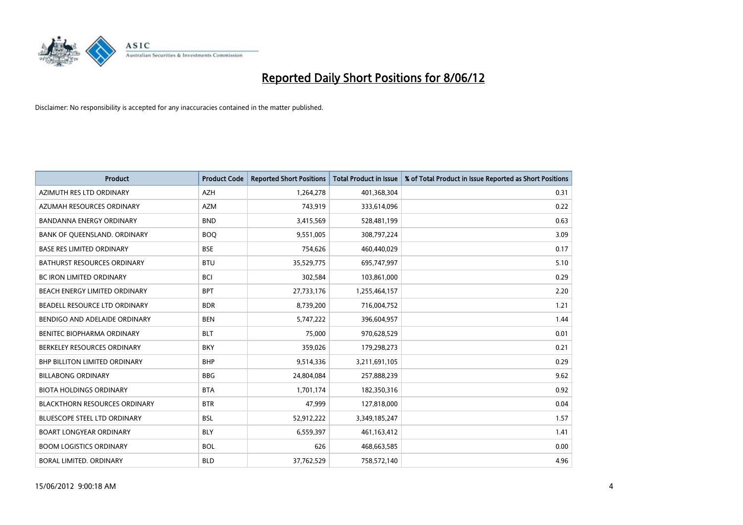# Reported Daily Short Positions for 8/06/12

Disclaimer: No responsibility is accepted for any inaccuracies contained in the matter published.

| Product | Product Code | Reported Short Positions | Total Product in Issue | % of Total Product in Issue Reported as Short Positions |
|---|---|---|---|---|
| AZIMUTH RES LTD ORDINARY | AZH | 1,264,278 | 401,368,304 | 0.31 |
| AZUMAH RESOURCES ORDINARY | AZM | 743,919 | 333,614,096 | 0.22 |
| BANDANNA ENERGY ORDINARY | BND | 3,415,569 | 528,481,199 | 0.63 |
| BANK OF QUEENSLAND. ORDINARY | BOQ | 9,551,005 | 308,797,224 | 3.09 |
| BASE RES LIMITED ORDINARY | BSE | 754,626 | 460,440,029 | 0.17 |
| BATHURST RESOURCES ORDINARY | BTU | 35,529,775 | 695,747,997 | 5.10 |
| BC IRON LIMITED ORDINARY | BCI | 302,584 | 103,861,000 | 0.29 |
| BEACH ENERGY LIMITED ORDINARY | BPT | 27,733,176 | 1,255,464,157 | 2.20 |
| BEADELL RESOURCE LTD ORDINARY | BDR | 8,739,200 | 716,004,752 | 1.21 |
| BENDIGO AND ADELAIDE ORDINARY | BEN | 5,747,222 | 396,604,957 | 1.44 |
| BENITEC BIOPHARMA ORDINARY | BLT | 75,000 | 970,628,529 | 0.01 |
| BERKELEY RESOURCES ORDINARY | BKY | 359,026 | 179,298,273 | 0.21 |
| BHP BILLITON LIMITED ORDINARY | BHP | 9,514,336 | 3,211,691,105 | 0.29 |
| BILLABONG ORDINARY | BBG | 24,804,084 | 257,888,239 | 9.62 |
| BIOTA HOLDINGS ORDINARY | BTA | 1,701,174 | 182,350,316 | 0.92 |
| BLACKTHORN RESOURCES ORDINARY | BTR | 47,999 | 127,818,000 | 0.04 |
| BLUESCOPE STEEL LTD ORDINARY | BSL | 52,912,222 | 3,349,185,247 | 1.57 |
| BOART LONGYEAR ORDINARY | BLY | 6,559,397 | 461,163,412 | 1.41 |
| BOOM LOGISTICS ORDINARY | BOL | 626 | 468,663,585 | 0.00 |
| BORAL LIMITED. ORDINARY | BLD | 37,762,529 | 758,572,140 | 4.96 |

15/06/2012 9:00:18 AM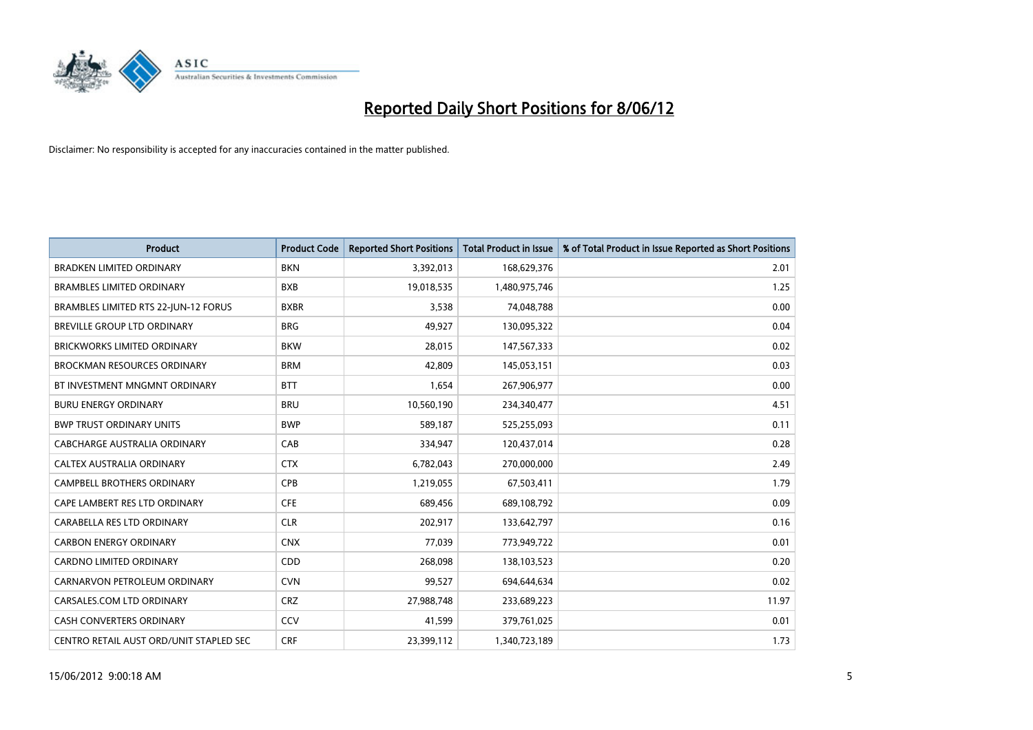# Reported Daily Short Positions for 8/06/12

Disclaimer: No responsibility is accepted for any inaccuracies contained in the matter published.

| Product | Product Code | Reported Short Positions | Total Product in Issue | % of Total Product in Issue Reported as Short Positions |
| --- | --- | --- | --- | --- |
| BRADKEN LIMITED ORDINARY | BKN | 3,392,013 | 168,629,376 | 2.01 |
| BRAMBLES LIMITED ORDINARY | BXB | 19,018,535 | 1,480,975,746 | 1.25 |
| BRAMBLES LIMITED RTS 22-JUN-12 FORUS | BXBR | 3,538 | 74,048,788 | 0.00 |
| BREVILLE GROUP LTD ORDINARY | BRG | 49,927 | 130,095,322 | 0.04 |
| BRICKWORKS LIMITED ORDINARY | BKW | 28,015 | 147,567,333 | 0.02 |
| BROCKMAN RESOURCES ORDINARY | BRM | 42,809 | 145,053,151 | 0.03 |
| BT INVESTMENT MNGMNT ORDINARY | BTT | 1,654 | 267,906,977 | 0.00 |
| BURU ENERGY ORDINARY | BRU | 10,560,190 | 234,340,477 | 4.51 |
| BWP TRUST ORDINARY UNITS | BWP | 589,187 | 525,255,093 | 0.11 |
| CABCHARGE AUSTRALIA ORDINARY | CAB | 334,947 | 120,437,014 | 0.28 |
| CALTEX AUSTRALIA ORDINARY | CTX | 6,782,043 | 270,000,000 | 2.49 |
| CAMPBELL BROTHERS ORDINARY | CPB | 1,219,055 | 67,503,411 | 1.79 |
| CAPE LAMBERT RES LTD ORDINARY | CFE | 689,456 | 689,108,792 | 0.09 |
| CARABELLA RES LTD ORDINARY | CLR | 202,917 | 133,642,797 | 0.16 |
| CARBON ENERGY ORDINARY | CNX | 77,039 | 773,949,722 | 0.01 |
| CARDNO LIMITED ORDINARY | CDD | 268,098 | 138,103,523 | 0.20 |
| CARNARVON PETROLEUM ORDINARY | CVN | 99,527 | 694,644,634 | 0.02 |
| CARSALES.COM LTD ORDINARY | CRZ | 27,988,748 | 233,689,223 | 11.97 |
| CASH CONVERTERS ORDINARY | CCV | 41,599 | 379,761,025 | 0.01 |
| CENTRO RETAIL AUST ORD/UNIT STAPLED SEC | CRF | 23,399,112 | 1,340,723,189 | 1.73 |

15/06/2012 9:00:18 AM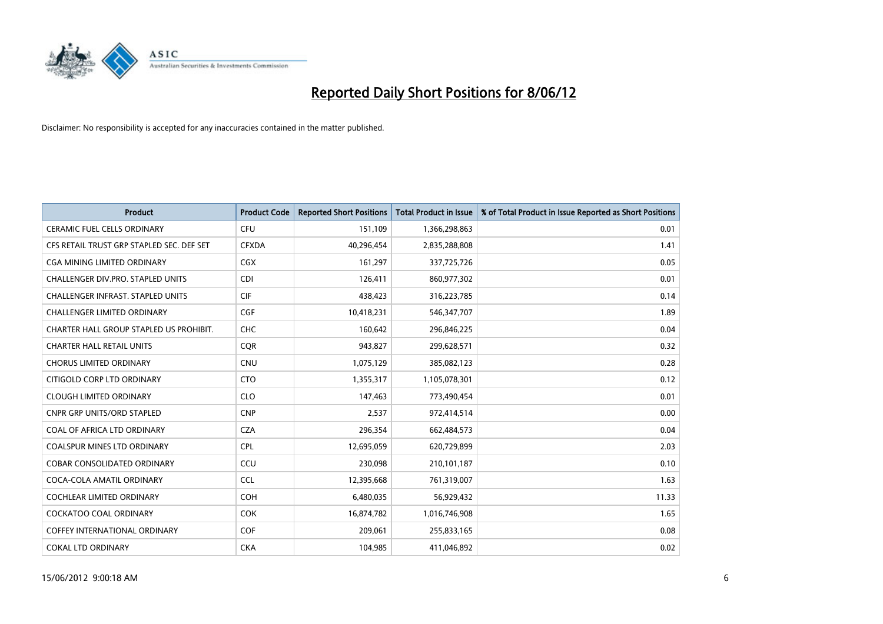# Reported Daily Short Positions for 8/06/12

Disclaimer: No responsibility is accepted for any inaccuracies contained in the matter published.

| Product | Product Code | Reported Short Positions | Total Product in Issue | % of Total Product in Issue Reported as Short Positions |
|---|---|---|---|---|
| CERAMIC FUEL CELLS ORDINARY | CFU | 151,109 | 1,366,298,863 | 0.01 |
| CFS RETAIL TRUST GRP STAPLED SEC. DEF SET | CFXDA | 40,296,454 | 2,835,288,808 | 1.41 |
| CGA MINING LIMITED ORDINARY | CGX | 161,297 | 337,725,726 | 0.05 |
| CHALLENGER DIV.PRO. STAPLED UNITS | CDI | 126,411 | 860,977,302 | 0.01 |
| CHALLENGER INFRAST. STAPLED UNITS | CIF | 438,423 | 316,223,785 | 0.14 |
| CHALLENGER LIMITED ORDINARY | CGF | 10,418,231 | 546,347,707 | 1.89 |
| CHARTER HALL GROUP STAPLED US PROHIBIT. | CHC | 160,642 | 296,846,225 | 0.04 |
| CHARTER HALL RETAIL UNITS | CQR | 943,827 | 299,628,571 | 0.32 |
| CHORUS LIMITED ORDINARY | CNU | 1,075,129 | 385,082,123 | 0.28 |
| CITIGOLD CORP LTD ORDINARY | CTO | 1,355,317 | 1,105,078,301 | 0.12 |
| CLOUGH LIMITED ORDINARY | CLO | 147,463 | 773,490,454 | 0.01 |
| CNPR GRP UNITS/ORD STAPLED | CNP | 2,537 | 972,414,514 | 0.00 |
| COAL OF AFRICA LTD ORDINARY | CZA | 296,354 | 662,484,573 | 0.04 |
| COALSPUR MINES LTD ORDINARY | CPL | 12,695,059 | 620,729,899 | 2.03 |
| COBAR CONSOLIDATED ORDINARY | CCU | 230,098 | 210,101,187 | 0.10 |
| COCA-COLA AMATIL ORDINARY | CCL | 12,395,668 | 761,319,007 | 1.63 |
| COCHLEAR LIMITED ORDINARY | COH | 6,480,035 | 56,929,432 | 11.33 |
| COCKATOO COAL ORDINARY | COK | 16,874,782 | 1,016,746,908 | 1.65 |
| COFFEY INTERNATIONAL ORDINARY | COF | 209,061 | 255,833,165 | 0.08 |
| COKAL LTD ORDINARY | CKA | 104,985 | 411,046,892 | 0.02 |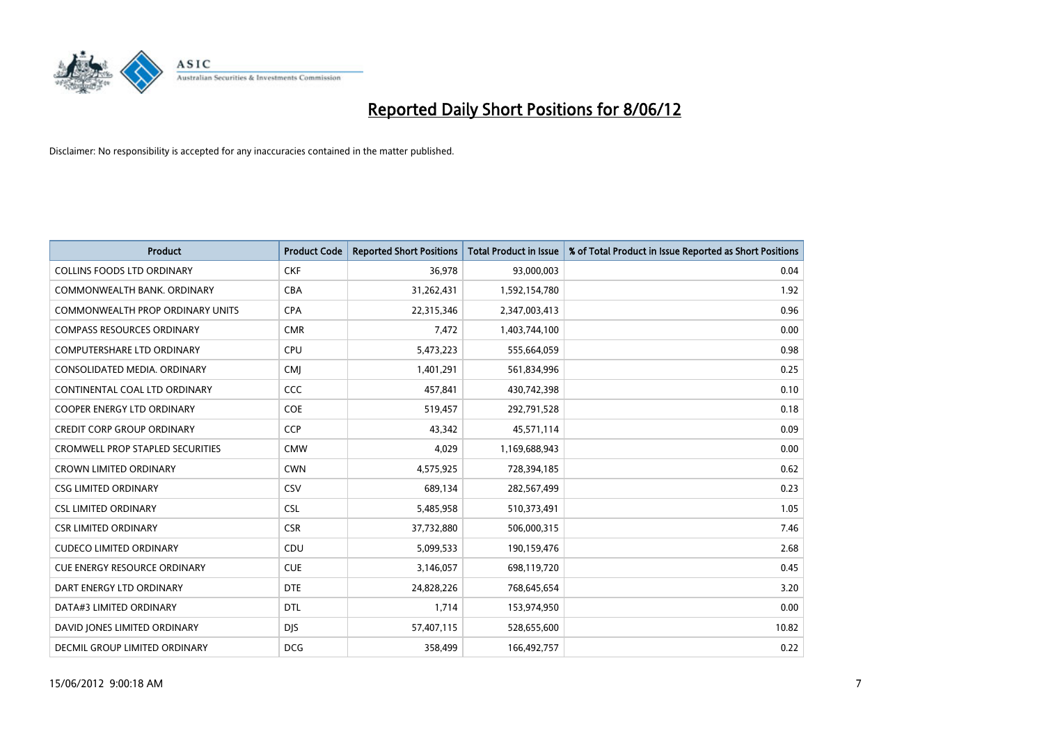# Reported Daily Short Positions for 8/06/12

Disclaimer: No responsibility is accepted for any inaccuracies contained in the matter published.

| Product | Product Code | Reported Short Positions | Total Product in Issue | % of Total Product in Issue Reported as Short Positions |
|---|---|---|---|---|
| COLLINS FOODS LTD ORDINARY | CKF | 36,978 | 93,000,003 | 0.04 |
| COMMONWEALTH BANK. ORDINARY | CBA | 31,262,431 | 1,592,154,780 | 1.92 |
| COMMONWEALTH PROP ORDINARY UNITS | CPA | 22,315,346 | 2,347,003,413 | 0.96 |
| COMPASS RESOURCES ORDINARY | CMR | 7,472 | 1,403,744,100 | 0.00 |
| COMPUTERSHARE LTD ORDINARY | CPU | 5,473,223 | 555,664,059 | 0.98 |
| CONSOLIDATED MEDIA. ORDINARY | CMJ | 1,401,291 | 561,834,996 | 0.25 |
| CONTINENTAL COAL LTD ORDINARY | CCC | 457,841 | 430,742,398 | 0.10 |
| COOPER ENERGY LTD ORDINARY | COE | 519,457 | 292,791,528 | 0.18 |
| CREDIT CORP GROUP ORDINARY | CCP | 43,342 | 45,571,114 | 0.09 |
| CROMWELL PROP STAPLED SECURITIES | CMW | 4,029 | 1,169,688,943 | 0.00 |
| CROWN LIMITED ORDINARY | CWN | 4,575,925 | 728,394,185 | 0.62 |
| CSG LIMITED ORDINARY | CSV | 689,134 | 282,567,499 | 0.23 |
| CSL LIMITED ORDINARY | CSL | 5,485,958 | 510,373,491 | 1.05 |
| CSR LIMITED ORDINARY | CSR | 37,732,880 | 506,000,315 | 7.46 |
| CUDECO LIMITED ORDINARY | CDU | 5,099,533 | 190,159,476 | 2.68 |
| CUE ENERGY RESOURCE ORDINARY | CUE | 3,146,057 | 698,119,720 | 0.45 |
| DART ENERGY LTD ORDINARY | DTE | 24,828,226 | 768,645,654 | 3.20 |
| DATA#3 LIMITED ORDINARY | DTL | 1,714 | 153,974,950 | 0.00 |
| DAVID JONES LIMITED ORDINARY | DJS | 57,407,115 | 528,655,600 | 10.82 |
| DECMIL GROUP LIMITED ORDINARY | DCG | 358,499 | 166,492,757 | 0.22 |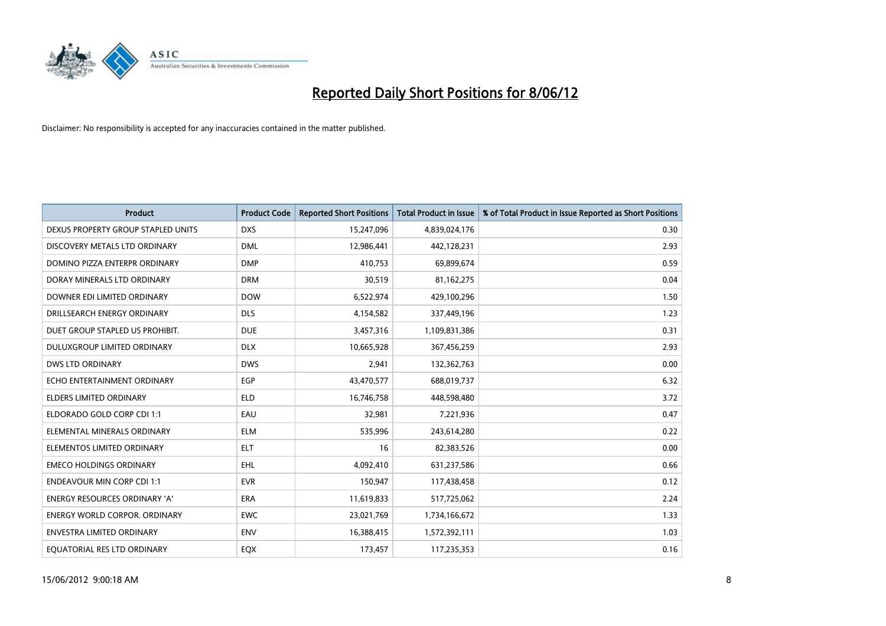# Reported Daily Short Positions for 8/06/12

Disclaimer: No responsibility is accepted for any inaccuracies contained in the matter published.

| Product | Product Code | Reported Short Positions | Total Product in Issue | % of Total Product in Issue Reported as Short Positions |
|---|---|---|---|---|
| DEXUS PROPERTY GROUP STAPLED UNITS | DXS | 15,247,096 | 4,839,024,176 | 0.30 |
| DISCOVERY METALS LTD ORDINARY | DML | 12,986,441 | 442,128,231 | 2.93 |
| DOMINO PIZZA ENTERPR ORDINARY | DMP | 410,753 | 69,899,674 | 0.59 |
| DORAY MINERALS LTD ORDINARY | DRM | 30,519 | 81,162,275 | 0.04 |
| DOWNER EDI LIMITED ORDINARY | DOW | 6,522,974 | 429,100,296 | 1.50 |
| DRILLSEARCH ENERGY ORDINARY | DLS | 4,154,582 | 337,449,196 | 1.23 |
| DUET GROUP STAPLED US PROHIBIT. | DUE | 3,457,316 | 1,109,831,386 | 0.31 |
| DULUXGROUP LIMITED ORDINARY | DLX | 10,665,928 | 367,456,259 | 2.93 |
| DWS LTD ORDINARY | DWS | 2,941 | 132,362,763 | 0.00 |
| ECHO ENTERTAINMENT ORDINARY | EGP | 43,470,577 | 688,019,737 | 6.32 |
| ELDERS LIMITED ORDINARY | ELD | 16,746,758 | 448,598,480 | 3.72 |
| ELDORADO GOLD CORP CDI 1:1 | EAU | 32,981 | 7,221,936 | 0.47 |
| ELEMENTAL MINERALS ORDINARY | ELM | 535,996 | 243,614,280 | 0.22 |
| ELEMENTOS LIMITED ORDINARY | ELT | 16 | 82,383,526 | 0.00 |
| EMECO HOLDINGS ORDINARY | EHL | 4,092,410 | 631,237,586 | 0.66 |
| ENDEAVOUR MIN CORP CDI 1:1 | EVR | 150,947 | 117,438,458 | 0.12 |
| ENERGY RESOURCES ORDINARY 'A' | ERA | 11,619,833 | 517,725,062 | 2.24 |
| ENERGY WORLD CORPOR. ORDINARY | EWC | 23,021,769 | 1,734,166,672 | 1.33 |
| ENVESTRA LIMITED ORDINARY | ENV | 16,388,415 | 1,572,392,111 | 1.03 |
| EQUATORIAL RES LTD ORDINARY | EQX | 173,457 | 117,235,353 | 0.16 |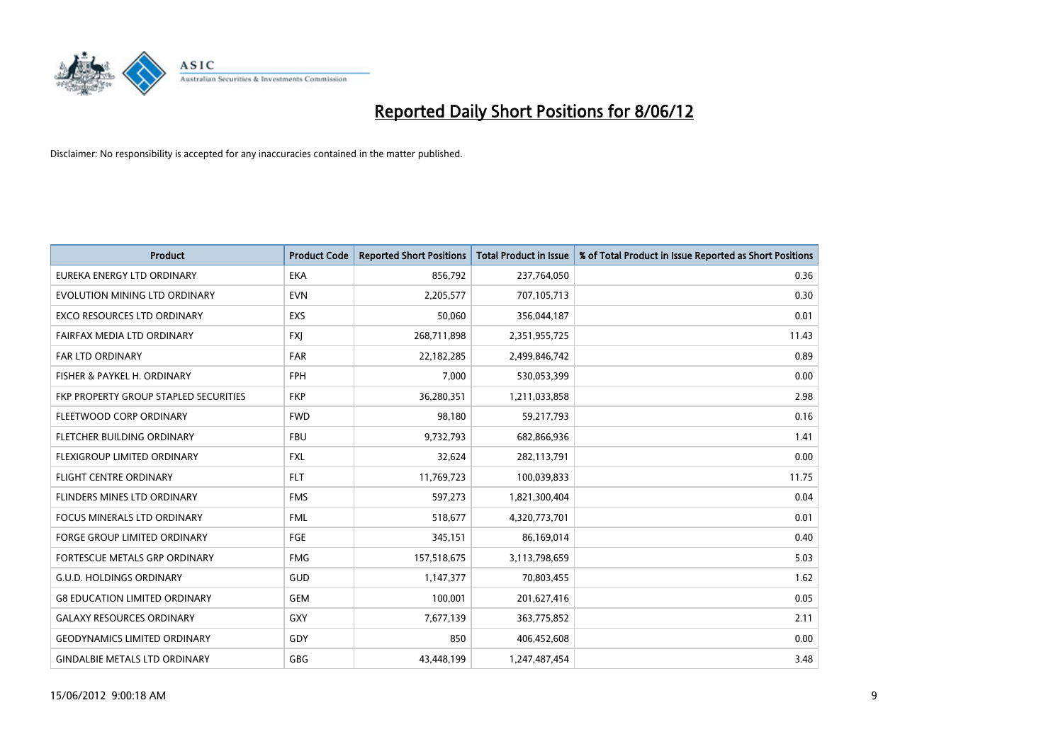# Reported Daily Short Positions for 8/06/12

Disclaimer: No responsibility is accepted for any inaccuracies contained in the matter published.

| Product | Product Code | Reported Short Positions | Total Product in Issue | % of Total Product in Issue Reported as Short Positions |
|---|---|---|---|---|
| EUREKA ENERGY LTD ORDINARY | EKA | 856,792 | 237,764,050 | 0.36 |
| EVOLUTION MINING LTD ORDINARY | EVN | 2,205,577 | 707,105,713 | 0.30 |
| EXCO RESOURCES LTD ORDINARY | EXS | 50,060 | 356,044,187 | 0.01 |
| FAIRFAX MEDIA LTD ORDINARY | FXJ | 268,711,898 | 2,351,955,725 | 11.43 |
| FAR LTD ORDINARY | FAR | 22,182,285 | 2,499,846,742 | 0.89 |
| FISHER & PAYKEL H. ORDINARY | FPH | 7,000 | 530,053,399 | 0.00 |
| FKP PROPERTY GROUP STAPLED SECURITIES | FKP | 36,280,351 | 1,211,033,858 | 2.98 |
| FLEETWOOD CORP ORDINARY | FWD | 98,180 | 59,217,793 | 0.16 |
| FLETCHER BUILDING ORDINARY | FBU | 9,732,793 | 682,866,936 | 1.41 |
| FLEXIGROUP LIMITED ORDINARY | FXL | 32,624 | 282,113,791 | 0.00 |
| FLIGHT CENTRE ORDINARY | FLT | 11,769,723 | 100,039,833 | 11.75 |
| FLINDERS MINES LTD ORDINARY | FMS | 597,273 | 1,821,300,404 | 0.04 |
| FOCUS MINERALS LTD ORDINARY | FML | 518,677 | 4,320,773,701 | 0.01 |
| FORGE GROUP LIMITED ORDINARY | FGE | 345,151 | 86,169,014 | 0.40 |
| FORTESCUE METALS GRP ORDINARY | FMG | 157,518,675 | 3,113,798,659 | 5.03 |
| G.U.D. HOLDINGS ORDINARY | GUD | 1,147,377 | 70,803,455 | 1.62 |
| G8 EDUCATION LIMITED ORDINARY | GEM | 100,001 | 201,627,416 | 0.05 |
| GALAXY RESOURCES ORDINARY | GXY | 7,677,139 | 363,775,852 | 2.11 |
| GEODYNAMICS LIMITED ORDINARY | GDY | 850 | 406,452,608 | 0.00 |
| GINDALBIE METALS LTD ORDINARY | GBG | 43,448,199 | 1,247,487,454 | 3.48 |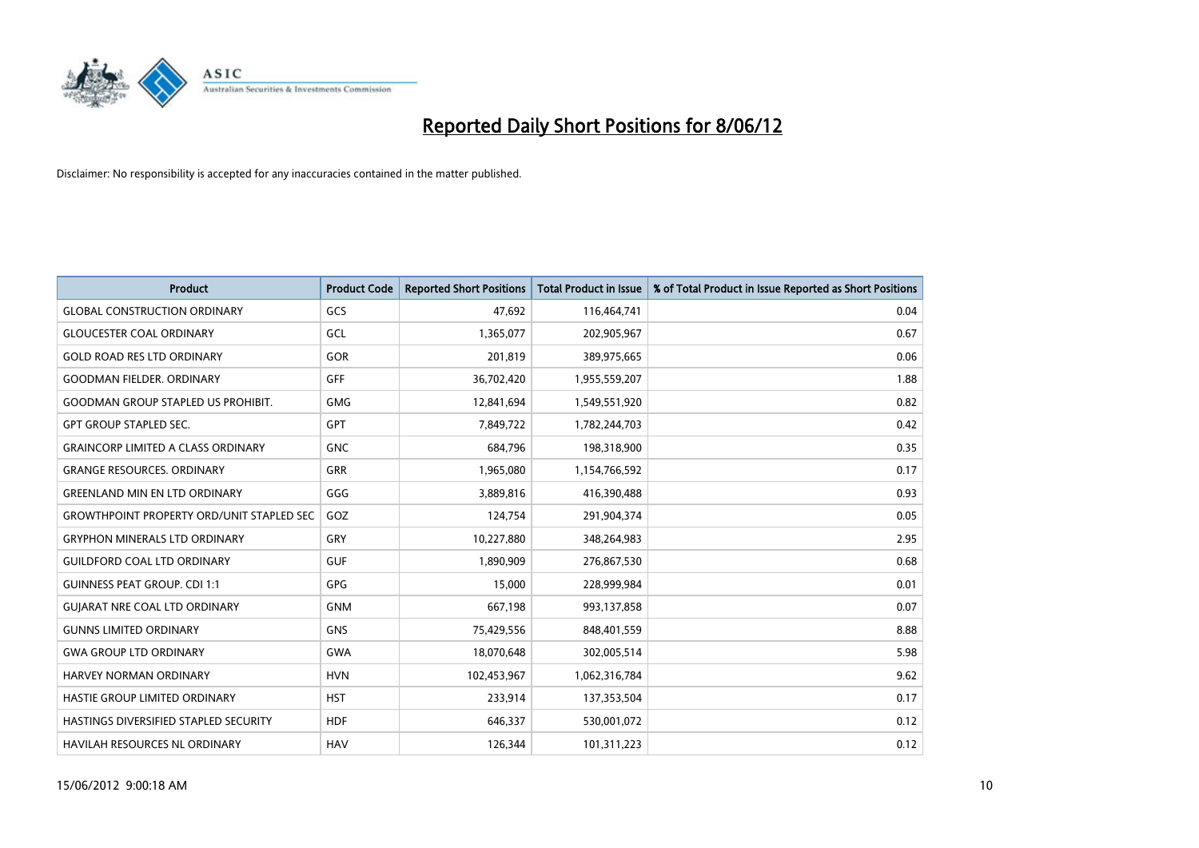# Reported Daily Short Positions for 8/06/12

Disclaimer: No responsibility is accepted for any inaccuracies contained in the matter published.

| Product | Product Code | Reported Short Positions | Total Product in Issue | % of Total Product in Issue Reported as Short Positions |
|---|---|---|---|---|
| GLOBAL CONSTRUCTION ORDINARY | GCS | 47,692 | 116,464,741 | 0.04 |
| GLOUCESTER COAL ORDINARY | GCL | 1,365,077 | 202,905,967 | 0.67 |
| GOLD ROAD RES LTD ORDINARY | GOR | 201,819 | 389,975,665 | 0.06 |
| GOODMAN FIELDER. ORDINARY | GFF | 36,702,420 | 1,955,559,207 | 1.88 |
| GOODMAN GROUP STAPLED US PROHIBIT. | GMG | 12,841,694 | 1,549,551,920 | 0.82 |
| GPT GROUP STAPLED SEC. | GPT | 7,849,722 | 1,782,244,703 | 0.42 |
| GRAINCORP LIMITED A CLASS ORDINARY | GNC | 684,796 | 198,318,900 | 0.35 |
| GRANGE RESOURCES. ORDINARY | GRR | 1,965,080 | 1,154,766,592 | 0.17 |
| GREENLAND MIN EN LTD ORDINARY | GGG | 3,889,816 | 416,390,488 | 0.93 |
| GROWTHPOINT PROPERTY ORD/UNIT STAPLED SEC | GOZ | 124,754 | 291,904,374 | 0.05 |
| GRYPHON MINERALS LTD ORDINARY | GRY | 10,227,880 | 348,264,983 | 2.95 |
| GUILDFORD COAL LTD ORDINARY | GUF | 1,890,909 | 276,867,530 | 0.68 |
| GUINNESS PEAT GROUP. CDI 1:1 | GPG | 15,000 | 228,999,984 | 0.01 |
| GUJARAT NRE COAL LTD ORDINARY | GNM | 667,198 | 993,137,858 | 0.07 |
| GUNNS LIMITED ORDINARY | GNS | 75,429,556 | 848,401,559 | 8.88 |
| GWA GROUP LTD ORDINARY | GWA | 18,070,648 | 302,005,514 | 5.98 |
| HARVEY NORMAN ORDINARY | HVN | 102,453,967 | 1,062,316,784 | 9.62 |
| HASTIE GROUP LIMITED ORDINARY | HST | 233,914 | 137,353,504 | 0.17 |
| HASTINGS DIVERSIFIED STAPLED SECURITY | HDF | 646,337 | 530,001,072 | 0.12 |
| HAVILAH RESOURCES NL ORDINARY | HAV | 126,344 | 101,311,223 | 0.12 |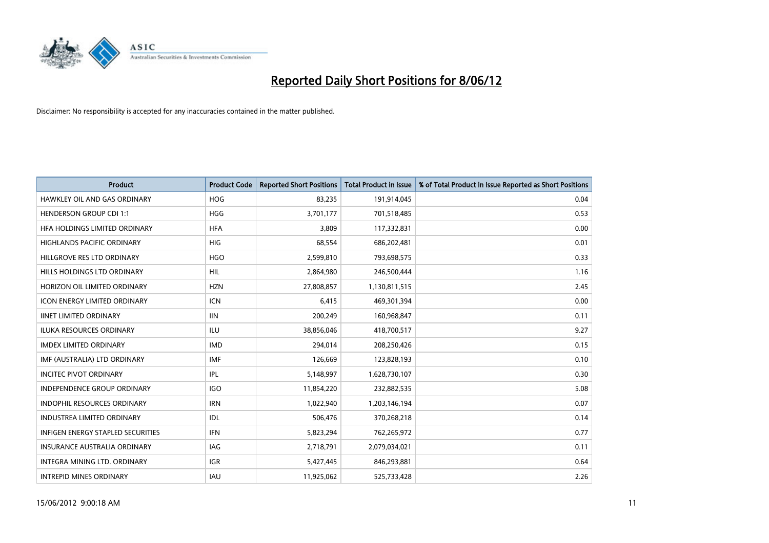# Reported Daily Short Positions for 8/06/12

Disclaimer: No responsibility is accepted for any inaccuracies contained in the matter published.

| Product | Product Code | Reported Short Positions | Total Product in Issue | % of Total Product in Issue Reported as Short Positions |
|---|---|---|---|---|
| HAWKLEY OIL AND GAS ORDINARY | HOG | 83,235 | 191,914,045 | 0.04 |
| HENDERSON GROUP CDI 1:1 | HGG | 3,701,177 | 701,518,485 | 0.53 |
| HFA HOLDINGS LIMITED ORDINARY | HFA | 3,809 | 117,332,831 | 0.00 |
| HIGHLANDS PACIFIC ORDINARY | HIG | 68,554 | 686,202,481 | 0.01 |
| HILLGROVE RES LTD ORDINARY | HGO | 2,599,810 | 793,698,575 | 0.33 |
| HILLS HOLDINGS LTD ORDINARY | HIL | 2,864,980 | 246,500,444 | 1.16 |
| HORIZON OIL LIMITED ORDINARY | HZN | 27,808,857 | 1,130,811,515 | 2.45 |
| ICON ENERGY LIMITED ORDINARY | ICN | 6,415 | 469,301,394 | 0.00 |
| IINET LIMITED ORDINARY | IIN | 200,249 | 160,968,847 | 0.11 |
| ILUKA RESOURCES ORDINARY | ILU | 38,856,046 | 418,700,517 | 9.27 |
| IMDEX LIMITED ORDINARY | IMD | 294,014 | 208,250,426 | 0.15 |
| IMF (AUSTRALIA) LTD ORDINARY | IMF | 126,669 | 123,828,193 | 0.10 |
| INCITEC PIVOT ORDINARY | IPL | 5,148,997 | 1,628,730,107 | 0.30 |
| INDEPENDENCE GROUP ORDINARY | IGO | 11,854,220 | 232,882,535 | 5.08 |
| INDOPHIL RESOURCES ORDINARY | IRN | 1,022,940 | 1,203,146,194 | 0.07 |
| INDUSTREA LIMITED ORDINARY | IDL | 506,476 | 370,268,218 | 0.14 |
| INFIGEN ENERGY STAPLED SECURITIES | IFN | 5,823,294 | 762,265,972 | 0.77 |
| INSURANCE AUSTRALIA ORDINARY | IAG | 2,718,791 | 2,079,034,021 | 0.11 |
| INTEGRA MINING LTD. ORDINARY | IGR | 5,427,445 | 846,293,881 | 0.64 |
| INTREPID MINES ORDINARY | IAU | 11,925,062 | 525,733,428 | 2.26 |

15/06/2012 9:00:18 AM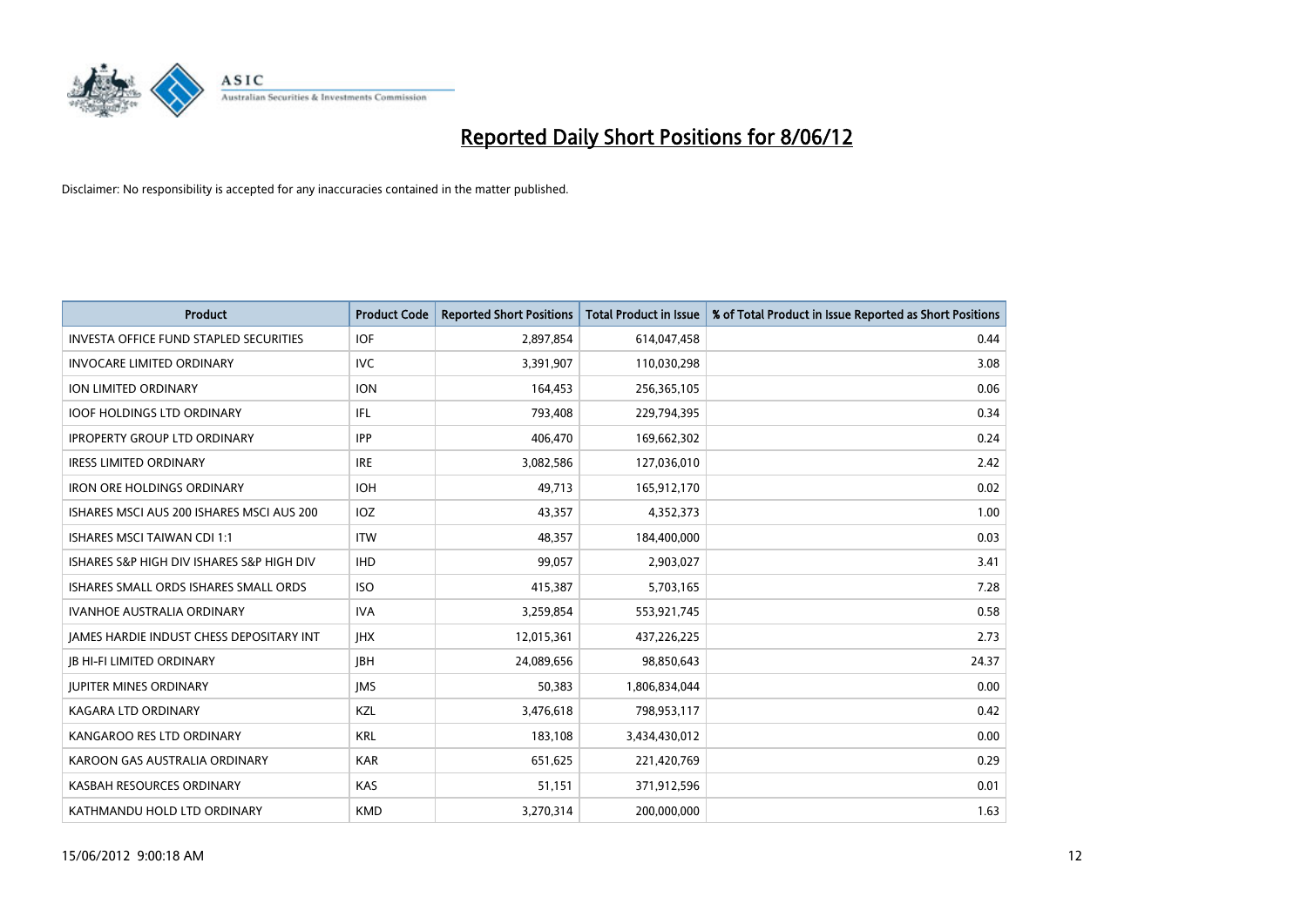# Reported Daily Short Positions for 8/06/12

Disclaimer: No responsibility is accepted for any inaccuracies contained in the matter published.

| Product | Product Code | Reported Short Positions | Total Product in Issue | % of Total Product in Issue Reported as Short Positions |
|---|---|---|---|---|
| INVESTA OFFICE FUND STAPLED SECURITIES | IOF | 2,897,854 | 614,047,458 | 0.44 |
| INVOCARE LIMITED ORDINARY | IVC | 3,391,907 | 110,030,298 | 3.08 |
| ION LIMITED ORDINARY | ION | 164,453 | 256,365,105 | 0.06 |
| IOOF HOLDINGS LTD ORDINARY | IFL | 793,408 | 229,794,395 | 0.34 |
| IPROPERTY GROUP LTD ORDINARY | IPP | 406,470 | 169,662,302 | 0.24 |
| IRESS LIMITED ORDINARY | IRE | 3,082,586 | 127,036,010 | 2.42 |
| IRON ORE HOLDINGS ORDINARY | IOH | 49,713 | 165,912,170 | 0.02 |
| ISHARES MSCI AUS 200 ISHARES MSCI AUS 200 | IOZ | 43,357 | 4,352,373 | 1.00 |
| ISHARES MSCI TAIWAN CDI 1:1 | ITW | 48,357 | 184,400,000 | 0.03 |
| ISHARES S&P HIGH DIV ISHARES S&P HIGH DIV | IHD | 99,057 | 2,903,027 | 3.41 |
| ISHARES SMALL ORDS ISHARES SMALL ORDS | ISO | 415,387 | 5,703,165 | 7.28 |
| IVANHOE AUSTRALIA ORDINARY | IVA | 3,259,854 | 553,921,745 | 0.58 |
| JAMES HARDIE INDUST CHESS DEPOSITARY INT | JHX | 12,015,361 | 437,226,225 | 2.73 |
| JB HI-FI LIMITED ORDINARY | JBH | 24,089,656 | 98,850,643 | 24.37 |
| JUPITER MINES ORDINARY | JMS | 50,383 | 1,806,834,044 | 0.00 |
| KAGARA LTD ORDINARY | KZL | 3,476,618 | 798,953,117 | 0.42 |
| KANGAROO RES LTD ORDINARY | KRL | 183,108 | 3,434,430,012 | 0.00 |
| KAROON GAS AUSTRALIA ORDINARY | KAR | 651,625 | 221,420,769 | 0.29 |
| KASBAH RESOURCES ORDINARY | KAS | 51,151 | 371,912,596 | 0.01 |
| KATHMANDU HOLD LTD ORDINARY | KMD | 3,270,314 | 200,000,000 | 1.63 |

15/06/2012 9:00:18 AM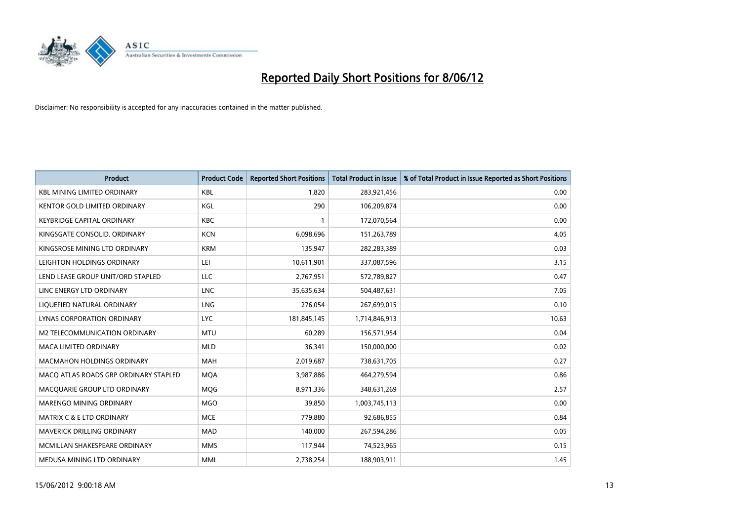# Reported Daily Short Positions for 8/06/12

Disclaimer: No responsibility is accepted for any inaccuracies contained in the matter published.

| Product | Product Code | Reported Short Positions | Total Product in Issue | % of Total Product in Issue Reported as Short Positions |
|---|---|---|---|---|
| KBL MINING LIMITED ORDINARY | KBL | 1,820 | 283,921,456 | 0.00 |
| KENTOR GOLD LIMITED ORDINARY | KGL | 290 | 106,209,874 | 0.00 |
| KEYBRIDGE CAPITAL ORDINARY | KBC | 1 | 172,070,564 | 0.00 |
| KINGSGATE CONSOLID. ORDINARY | KCN | 6,098,696 | 151,263,789 | 4.05 |
| KINGSROSE MINING LTD ORDINARY | KRM | 135,947 | 282,283,389 | 0.03 |
| LEIGHTON HOLDINGS ORDINARY | LEI | 10,611,901 | 337,087,596 | 3.15 |
| LEND LEASE GROUP UNIT/ORD STAPLED | LLC | 2,767,951 | 572,789,827 | 0.47 |
| LINC ENERGY LTD ORDINARY | LNC | 35,635,634 | 504,487,631 | 7.05 |
| LIQUEFIED NATURAL ORDINARY | LNG | 276,054 | 267,699,015 | 0.10 |
| LYNAS CORPORATION ORDINARY | LYC | 181,845,145 | 1,714,846,913 | 10.63 |
| M2 TELECOMMUNICATION ORDINARY | MTU | 60,289 | 156,571,954 | 0.04 |
| MACA LIMITED ORDINARY | MLD | 36,341 | 150,000,000 | 0.02 |
| MACMAHON HOLDINGS ORDINARY | MAH | 2,019,687 | 738,631,705 | 0.27 |
| MACQ ATLAS ROADS GRP ORDINARY STAPLED | MQA | 3,987,886 | 464,279,594 | 0.86 |
| MACQUARIE GROUP LTD ORDINARY | MQG | 8,971,336 | 348,631,269 | 2.57 |
| MARENGO MINING ORDINARY | MGO | 39,850 | 1,003,745,113 | 0.00 |
| MATRIX C & E LTD ORDINARY | MCE | 779,880 | 92,686,855 | 0.84 |
| MAVERICK DRILLING ORDINARY | MAD | 140,000 | 267,594,286 | 0.05 |
| MCMILLAN SHAKESPEARE ORDINARY | MMS | 117,944 | 74,523,965 | 0.15 |
| MEDUSA MINING LTD ORDINARY | MML | 2,738,254 | 188,903,911 | 1.45 |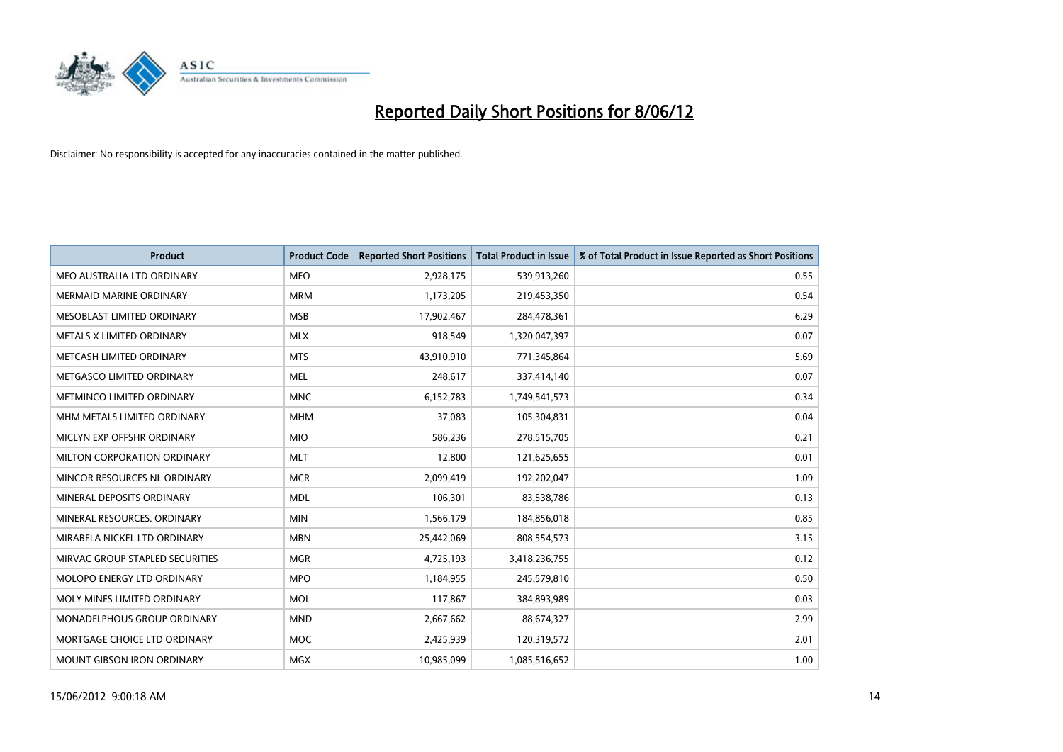# Reported Daily Short Positions for 8/06/12

Disclaimer: No responsibility is accepted for any inaccuracies contained in the matter published.

| Product | Product Code | Reported Short Positions | Total Product in Issue | % of Total Product in Issue Reported as Short Positions |
|---|---|---|---|---|
| MEO AUSTRALIA LTD ORDINARY | MEO | 2,928,175 | 539,913,260 | 0.55 |
| MERMAID MARINE ORDINARY | MRM | 1,173,205 | 219,453,350 | 0.54 |
| MESOBLAST LIMITED ORDINARY | MSB | 17,902,467 | 284,478,361 | 6.29 |
| METALS X LIMITED ORDINARY | MLX | 918,549 | 1,320,047,397 | 0.07 |
| METCASH LIMITED ORDINARY | MTS | 43,910,910 | 771,345,864 | 5.69 |
| METGASCO LIMITED ORDINARY | MEL | 248,617 | 337,414,140 | 0.07 |
| METMINCO LIMITED ORDINARY | MNC | 6,152,783 | 1,749,541,573 | 0.34 |
| MHM METALS LIMITED ORDINARY | MHM | 37,083 | 105,304,831 | 0.04 |
| MICLYN EXP OFFSHR ORDINARY | MIO | 586,236 | 278,515,705 | 0.21 |
| MILTON CORPORATION ORDINARY | MLT | 12,800 | 121,625,655 | 0.01 |
| MINCOR RESOURCES NL ORDINARY | MCR | 2,099,419 | 192,202,047 | 1.09 |
| MINERAL DEPOSITS ORDINARY | MDL | 106,301 | 83,538,786 | 0.13 |
| MINERAL RESOURCES. ORDINARY | MIN | 1,566,179 | 184,856,018 | 0.85 |
| MIRABELA NICKEL LTD ORDINARY | MBN | 25,442,069 | 808,554,573 | 3.15 |
| MIRVAC GROUP STAPLED SECURITIES | MGR | 4,725,193 | 3,418,236,755 | 0.12 |
| MOLOPO ENERGY LTD ORDINARY | MPO | 1,184,955 | 245,579,810 | 0.50 |
| MOLY MINES LIMITED ORDINARY | MOL | 117,867 | 384,893,989 | 0.03 |
| MONADELPHOUS GROUP ORDINARY | MND | 2,667,662 | 88,674,327 | 2.99 |
| MORTGAGE CHOICE LTD ORDINARY | MOC | 2,425,939 | 120,319,572 | 2.01 |
| MOUNT GIBSON IRON ORDINARY | MGX | 10,985,099 | 1,085,516,652 | 1.00 |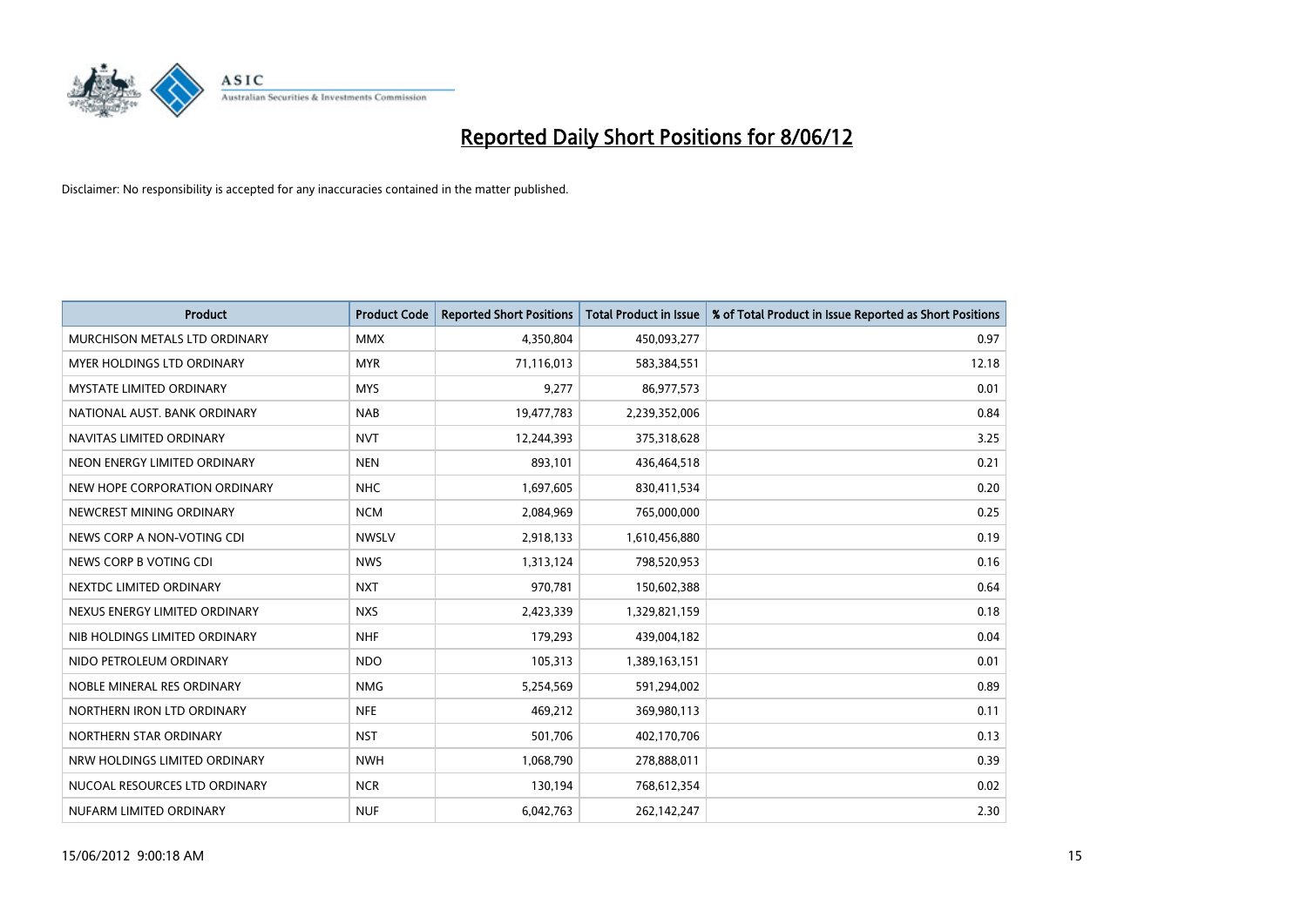# Reported Daily Short Positions for 8/06/12

Disclaimer: No responsibility is accepted for any inaccuracies contained in the matter published.

| Product | Product Code | Reported Short Positions | Total Product in Issue | % of Total Product in Issue Reported as Short Positions |
|---|---|---|---|---|
| MURCHISON METALS LTD ORDINARY | MMX | 4,350,804 | 450,093,277 | 0.97 |
| MYER HOLDINGS LTD ORDINARY | MYR | 71,116,013 | 583,384,551 | 12.18 |
| MYSTATE LIMITED ORDINARY | MYS | 9,277 | 86,977,573 | 0.01 |
| NATIONAL AUST. BANK ORDINARY | NAB | 19,477,783 | 2,239,352,006 | 0.84 |
| NAVITAS LIMITED ORDINARY | NVT | 12,244,393 | 375,318,628 | 3.25 |
| NEON ENERGY LIMITED ORDINARY | NEN | 893,101 | 436,464,518 | 0.21 |
| NEW HOPE CORPORATION ORDINARY | NHC | 1,697,605 | 830,411,534 | 0.20 |
| NEWCREST MINING ORDINARY | NCM | 2,084,969 | 765,000,000 | 0.25 |
| NEWS CORP A NON-VOTING CDI | NWSLV | 2,918,133 | 1,610,456,880 | 0.19 |
| NEWS CORP B VOTING CDI | NWS | 1,313,124 | 798,520,953 | 0.16 |
| NEXTDC LIMITED ORDINARY | NXT | 970,781 | 150,602,388 | 0.64 |
| NEXUS ENERGY LIMITED ORDINARY | NXS | 2,423,339 | 1,329,821,159 | 0.18 |
| NIB HOLDINGS LIMITED ORDINARY | NHF | 179,293 | 439,004,182 | 0.04 |
| NIDO PETROLEUM ORDINARY | NDO | 105,313 | 1,389,163,151 | 0.01 |
| NOBLE MINERAL RES ORDINARY | NMG | 5,254,569 | 591,294,002 | 0.89 |
| NORTHERN IRON LTD ORDINARY | NFE | 469,212 | 369,980,113 | 0.11 |
| NORTHERN STAR ORDINARY | NST | 501,706 | 402,170,706 | 0.13 |
| NRW HOLDINGS LIMITED ORDINARY | NWH | 1,068,790 | 278,888,011 | 0.39 |
| NUCOAL RESOURCES LTD ORDINARY | NCR | 130,194 | 768,612,354 | 0.02 |
| NUFARM LIMITED ORDINARY | NUF | 6,042,763 | 262,142,247 | 2.30 |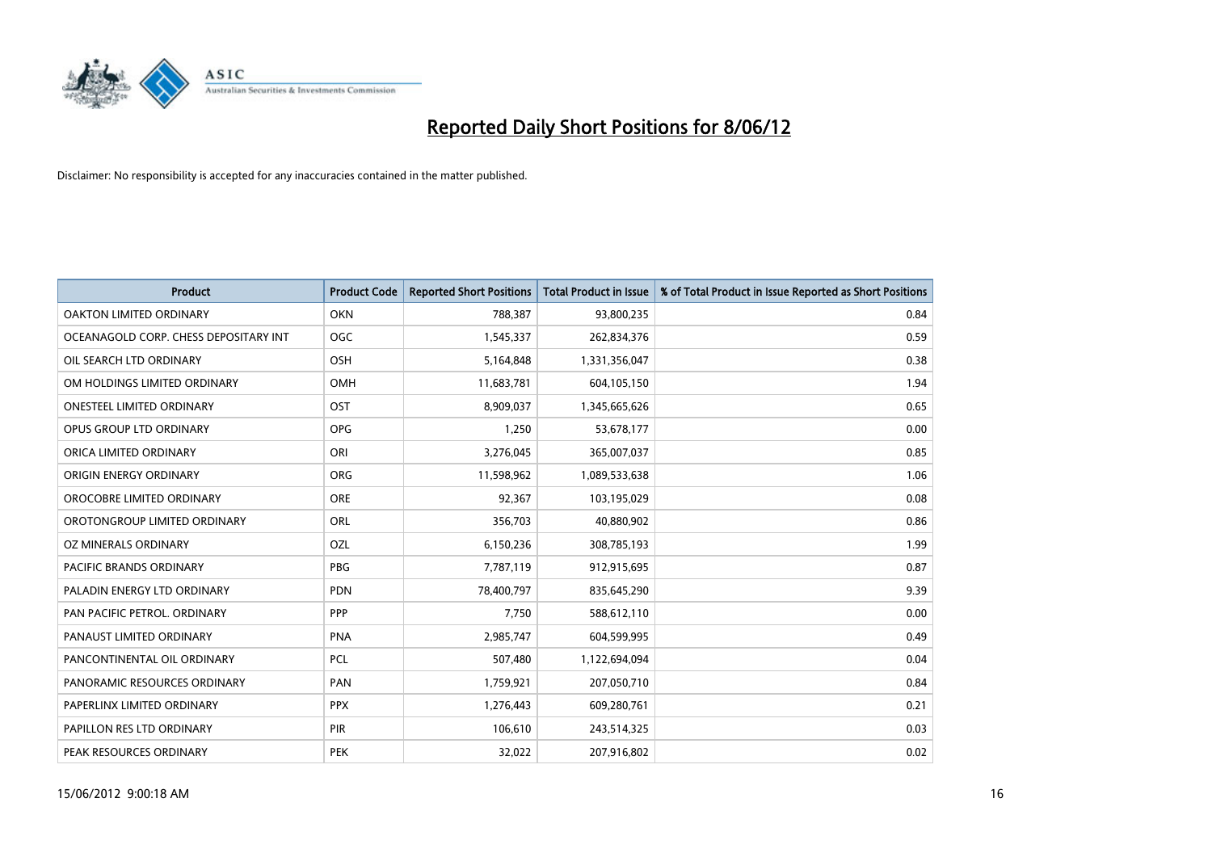# Reported Daily Short Positions for 8/06/12

Disclaimer: No responsibility is accepted for any inaccuracies contained in the matter published.

| Product | Product Code | Reported Short Positions | Total Product in Issue | % of Total Product in Issue Reported as Short Positions |
|---|---|---|---|---|
| OAKTON LIMITED ORDINARY | OKN | 788,387 | 93,800,235 | 0.84 |
| OCEANAGOLD CORP. CHESS DEPOSITARY INT | OGC | 1,545,337 | 262,834,376 | 0.59 |
| OIL SEARCH LTD ORDINARY | OSH | 5,164,848 | 1,331,356,047 | 0.38 |
| OM HOLDINGS LIMITED ORDINARY | OMH | 11,683,781 | 604,105,150 | 1.94 |
| ONESTEEL LIMITED ORDINARY | OST | 8,909,037 | 1,345,665,626 | 0.65 |
| OPUS GROUP LTD ORDINARY | OPG | 1,250 | 53,678,177 | 0.00 |
| ORICA LIMITED ORDINARY | ORI | 3,276,045 | 365,007,037 | 0.85 |
| ORIGIN ENERGY ORDINARY | ORG | 11,598,962 | 1,089,533,638 | 1.06 |
| OROCOBRE LIMITED ORDINARY | ORE | 92,367 | 103,195,029 | 0.08 |
| OROTONGROUP LIMITED ORDINARY | ORL | 356,703 | 40,880,902 | 0.86 |
| OZ MINERALS ORDINARY | OZL | 6,150,236 | 308,785,193 | 1.99 |
| PACIFIC BRANDS ORDINARY | PBG | 7,787,119 | 912,915,695 | 0.87 |
| PALADIN ENERGY LTD ORDINARY | PDN | 78,400,797 | 835,645,290 | 9.39 |
| PAN PACIFIC PETROL. ORDINARY | PPP | 7,750 | 588,612,110 | 0.00 |
| PANAUST LIMITED ORDINARY | PNA | 2,985,747 | 604,599,995 | 0.49 |
| PANCONTINENTAL OIL ORDINARY | PCL | 507,480 | 1,122,694,094 | 0.04 |
| PANORAMIC RESOURCES ORDINARY | PAN | 1,759,921 | 207,050,710 | 0.84 |
| PAPERLINX LIMITED ORDINARY | PPX | 1,276,443 | 609,280,761 | 0.21 |
| PAPILLON RES LTD ORDINARY | PIR | 106,610 | 243,514,325 | 0.03 |
| PEAK RESOURCES ORDINARY | PEK | 32,022 | 207,916,802 | 0.02 |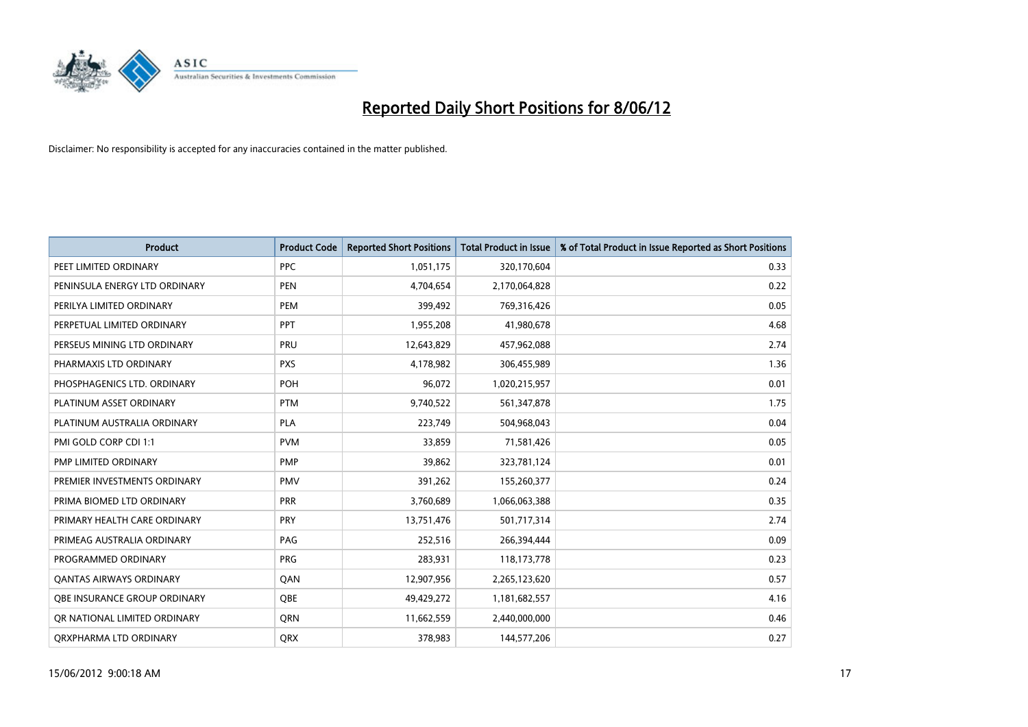# Reported Daily Short Positions for 8/06/12

Disclaimer: No responsibility is accepted for any inaccuracies contained in the matter published.

| Product | Product Code | Reported Short Positions | Total Product in Issue | % of Total Product in Issue Reported as Short Positions |
|---|---|---|---|---|
| PEET LIMITED ORDINARY | PPC | 1,051,175 | 320,170,604 | 0.33 |
| PENINSULA ENERGY LTD ORDINARY | PEN | 4,704,654 | 2,170,064,828 | 0.22 |
| PERILYA LIMITED ORDINARY | PEM | 399,492 | 769,316,426 | 0.05 |
| PERPETUAL LIMITED ORDINARY | PPT | 1,955,208 | 41,980,678 | 4.68 |
| PERSEUS MINING LTD ORDINARY | PRU | 12,643,829 | 457,962,088 | 2.74 |
| PHARMAXIS LTD ORDINARY | PXS | 4,178,982 | 306,455,989 | 1.36 |
| PHOSPHAGENICS LTD. ORDINARY | POH | 96,072 | 1,020,215,957 | 0.01 |
| PLATINUM ASSET ORDINARY | PTM | 9,740,522 | 561,347,878 | 1.75 |
| PLATINUM AUSTRALIA ORDINARY | PLA | 223,749 | 504,968,043 | 0.04 |
| PMI GOLD CORP CDI 1:1 | PVM | 33,859 | 71,581,426 | 0.05 |
| PMP LIMITED ORDINARY | PMP | 39,862 | 323,781,124 | 0.01 |
| PREMIER INVESTMENTS ORDINARY | PMV | 391,262 | 155,260,377 | 0.24 |
| PRIMA BIOMED LTD ORDINARY | PRR | 3,760,689 | 1,066,063,388 | 0.35 |
| PRIMARY HEALTH CARE ORDINARY | PRY | 13,751,476 | 501,717,314 | 2.74 |
| PRIMEAG AUSTRALIA ORDINARY | PAG | 252,516 | 266,394,444 | 0.09 |
| PROGRAMMED ORDINARY | PRG | 283,931 | 118,173,778 | 0.23 |
| QANTAS AIRWAYS ORDINARY | QAN | 12,907,956 | 2,265,123,620 | 0.57 |
| QBE INSURANCE GROUP ORDINARY | QBE | 49,429,272 | 1,181,682,557 | 4.16 |
| QR NATIONAL LIMITED ORDINARY | QRN | 11,662,559 | 2,440,000,000 | 0.46 |
| QRXPHARMA LTD ORDINARY | QRX | 378,983 | 144,577,206 | 0.27 |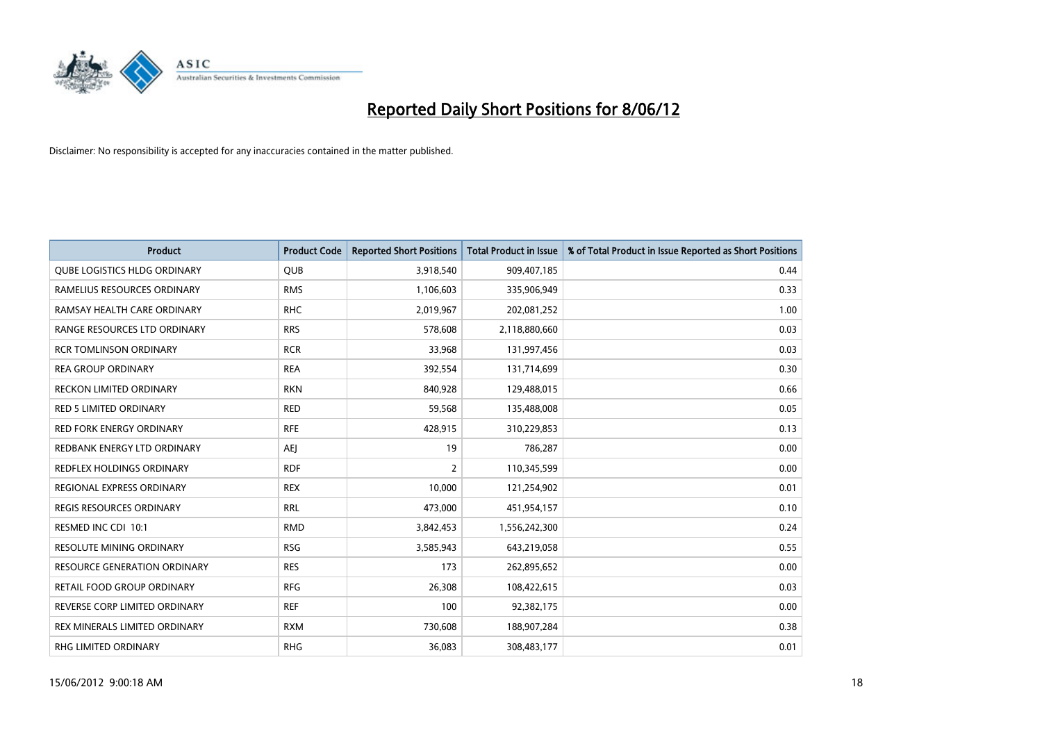# Reported Daily Short Positions for 8/06/12

Disclaimer: No responsibility is accepted for any inaccuracies contained in the matter published.

| Product | Product Code | Reported Short Positions | Total Product in Issue | % of Total Product in Issue Reported as Short Positions |
|---|---|---|---|---|
| QUBE LOGISTICS HLDG ORDINARY | QUB | 3,918,540 | 909,407,185 | 0.44 |
| RAMELIUS RESOURCES ORDINARY | RMS | 1,106,603 | 335,906,949 | 0.33 |
| RAMSAY HEALTH CARE ORDINARY | RHC | 2,019,967 | 202,081,252 | 1.00 |
| RANGE RESOURCES LTD ORDINARY | RRS | 578,608 | 2,118,880,660 | 0.03 |
| RCR TOMLINSON ORDINARY | RCR | 33,968 | 131,997,456 | 0.03 |
| REA GROUP ORDINARY | REA | 392,554 | 131,714,699 | 0.30 |
| RECKON LIMITED ORDINARY | RKN | 840,928 | 129,488,015 | 0.66 |
| RED 5 LIMITED ORDINARY | RED | 59,568 | 135,488,008 | 0.05 |
| RED FORK ENERGY ORDINARY | RFE | 428,915 | 310,229,853 | 0.13 |
| REDBANK ENERGY LTD ORDINARY | AEJ | 19 | 786,287 | 0.00 |
| REDFLEX HOLDINGS ORDINARY | RDF | 2 | 110,345,599 | 0.00 |
| REGIONAL EXPRESS ORDINARY | REX | 10,000 | 121,254,902 | 0.01 |
| REGIS RESOURCES ORDINARY | RRL | 473,000 | 451,954,157 | 0.10 |
| RESMED INC CDI 10:1 | RMD | 3,842,453 | 1,556,242,300 | 0.24 |
| RESOLUTE MINING ORDINARY | RSG | 3,585,943 | 643,219,058 | 0.55 |
| RESOURCE GENERATION ORDINARY | RES | 173 | 262,895,652 | 0.00 |
| RETAIL FOOD GROUP ORDINARY | RFG | 26,308 | 108,422,615 | 0.03 |
| REVERSE CORP LIMITED ORDINARY | REF | 100 | 92,382,175 | 0.00 |
| REX MINERALS LIMITED ORDINARY | RXM | 730,608 | 188,907,284 | 0.38 |
| RHG LIMITED ORDINARY | RHG | 36,083 | 308,483,177 | 0.01 |

15/06/2012 9:00:18 AM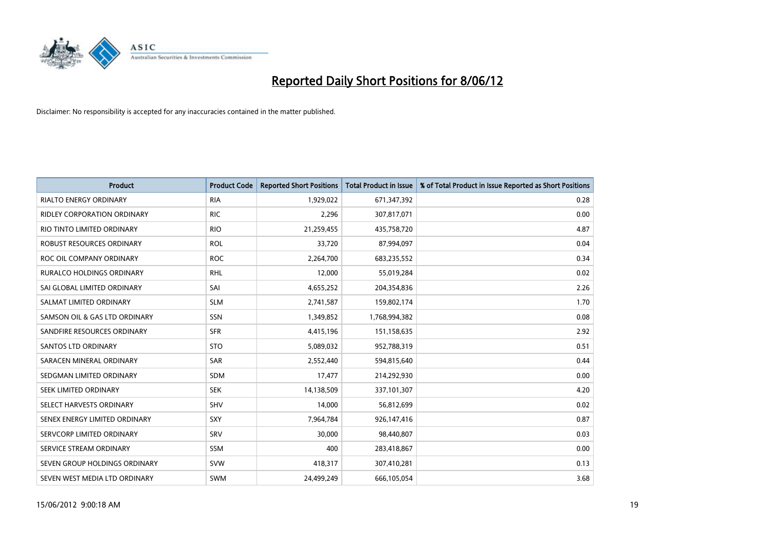# Reported Daily Short Positions for 8/06/12

Disclaimer: No responsibility is accepted for any inaccuracies contained in the matter published.

| Product | Product Code | Reported Short Positions | Total Product in Issue | % of Total Product in Issue Reported as Short Positions |
|---|---|---|---|---|
| RIALTO ENERGY ORDINARY | RIA | 1,929,022 | 671,347,392 | 0.28 |
| RIDLEY CORPORATION ORDINARY | RIC | 2,296 | 307,817,071 | 0.00 |
| RIO TINTO LIMITED ORDINARY | RIO | 21,259,455 | 435,758,720 | 4.87 |
| ROBUST RESOURCES ORDINARY | ROL | 33,720 | 87,994,097 | 0.04 |
| ROC OIL COMPANY ORDINARY | ROC | 2,264,700 | 683,235,552 | 0.34 |
| RURALCO HOLDINGS ORDINARY | RHL | 12,000 | 55,019,284 | 0.02 |
| SAI GLOBAL LIMITED ORDINARY | SAI | 4,655,252 | 204,354,836 | 2.26 |
| SALMAT LIMITED ORDINARY | SLM | 2,741,587 | 159,802,174 | 1.70 |
| SAMSON OIL & GAS LTD ORDINARY | SSN | 1,349,852 | 1,768,994,382 | 0.08 |
| SANDFIRE RESOURCES ORDINARY | SFR | 4,415,196 | 151,158,635 | 2.92 |
| SANTOS LTD ORDINARY | STO | 5,089,032 | 952,788,319 | 0.51 |
| SARACEN MINERAL ORDINARY | SAR | 2,552,440 | 594,815,640 | 0.44 |
| SEDGMAN LIMITED ORDINARY | SDM | 17,477 | 214,292,930 | 0.00 |
| SEEK LIMITED ORDINARY | SEK | 14,138,509 | 337,101,307 | 4.20 |
| SELECT HARVESTS ORDINARY | SHV | 14,000 | 56,812,699 | 0.02 |
| SENEX ENERGY LIMITED ORDINARY | SXY | 7,964,784 | 926,147,416 | 0.87 |
| SERVCORP LIMITED ORDINARY | SRV | 30,000 | 98,440,807 | 0.03 |
| SERVICE STREAM ORDINARY | SSM | 400 | 283,418,867 | 0.00 |
| SEVEN GROUP HOLDINGS ORDINARY | SVW | 418,317 | 307,410,281 | 0.13 |
| SEVEN WEST MEDIA LTD ORDINARY | SWM | 24,499,249 | 666,105,054 | 3.68 |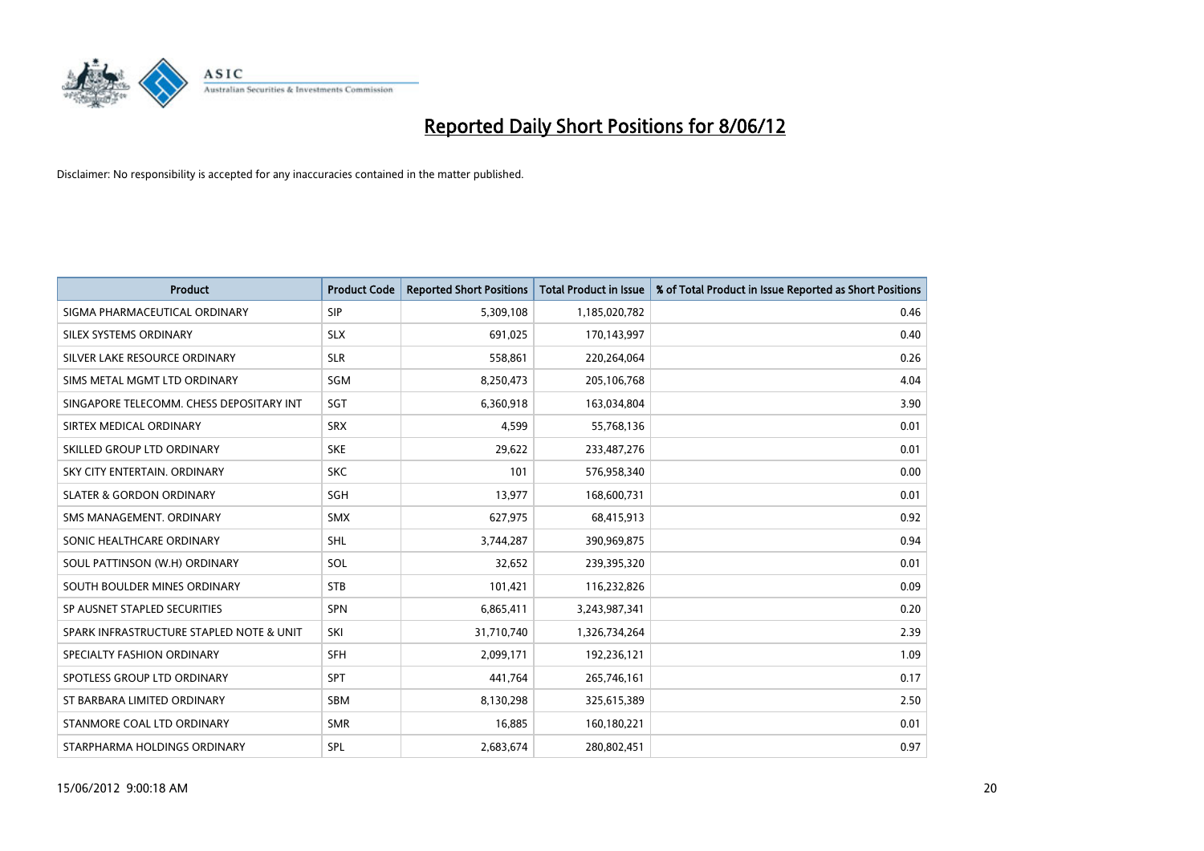# Reported Daily Short Positions for 8/06/12

Disclaimer: No responsibility is accepted for any inaccuracies contained in the matter published.

| Product | Product Code | Reported Short Positions | Total Product in Issue | % of Total Product in Issue Reported as Short Positions |
| --- | --- | --- | --- | --- |
| SIGMA PHARMACEUTICAL ORDINARY | SIP | 5,309,108 | 1,185,020,782 | 0.46 |
| SILEX SYSTEMS ORDINARY | SLX | 691,025 | 170,143,997 | 0.40 |
| SILVER LAKE RESOURCE ORDINARY | SLR | 558,861 | 220,264,064 | 0.26 |
| SIMS METAL MGMT LTD ORDINARY | SGM | 8,250,473 | 205,106,768 | 4.04 |
| SINGAPORE TELECOMM. CHESS DEPOSITARY INT | SGT | 6,360,918 | 163,034,804 | 3.90 |
| SIRTEX MEDICAL ORDINARY | SRX | 4,599 | 55,768,136 | 0.01 |
| SKILLED GROUP LTD ORDINARY | SKE | 29,622 | 233,487,276 | 0.01 |
| SKY CITY ENTERTAIN. ORDINARY | SKC | 101 | 576,958,340 | 0.00 |
| SLATER & GORDON ORDINARY | SGH | 13,977 | 168,600,731 | 0.01 |
| SMS MANAGEMENT. ORDINARY | SMX | 627,975 | 68,415,913 | 0.92 |
| SONIC HEALTHCARE ORDINARY | SHL | 3,744,287 | 390,969,875 | 0.94 |
| SOUL PATTINSON (W.H) ORDINARY | SOL | 32,652 | 239,395,320 | 0.01 |
| SOUTH BOULDER MINES ORDINARY | STB | 101,421 | 116,232,826 | 0.09 |
| SP AUSNET STAPLED SECURITIES | SPN | 6,865,411 | 3,243,987,341 | 0.20 |
| SPARK INFRASTRUCTURE STAPLED NOTE & UNIT | SKI | 31,710,740 | 1,326,734,264 | 2.39 |
| SPECIALTY FASHION ORDINARY | SFH | 2,099,171 | 192,236,121 | 1.09 |
| SPOTLESS GROUP LTD ORDINARY | SPT | 441,764 | 265,746,161 | 0.17 |
| ST BARBARA LIMITED ORDINARY | SBM | 8,130,298 | 325,615,389 | 2.50 |
| STANMORE COAL LTD ORDINARY | SMR | 16,885 | 160,180,221 | 0.01 |
| STARPHARMA HOLDINGS ORDINARY | SPL | 2,683,674 | 280,802,451 | 0.97 |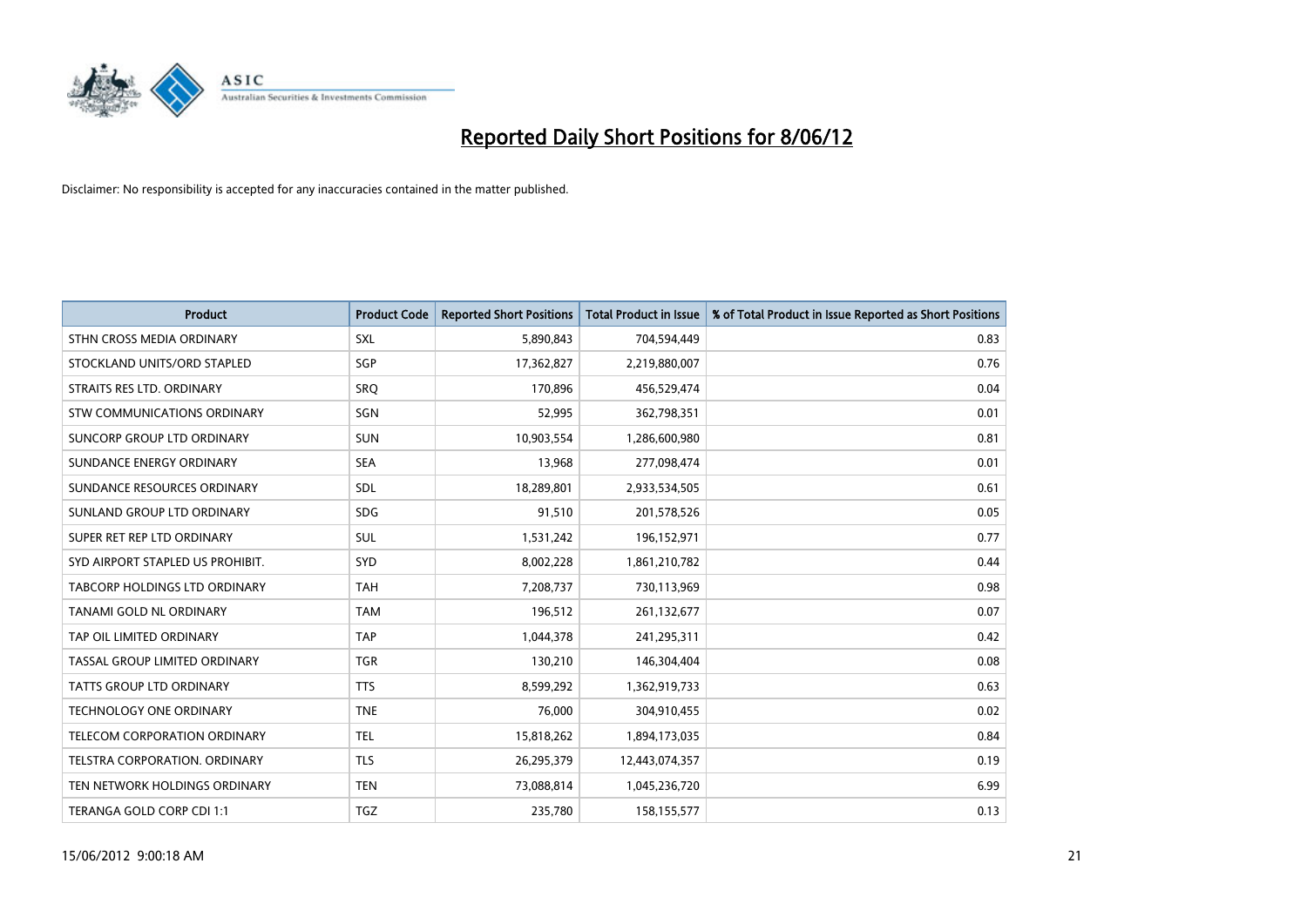# Reported Daily Short Positions for 8/06/12

Disclaimer: No responsibility is accepted for any inaccuracies contained in the matter published.

| Product | Product Code | Reported Short Positions | Total Product in Issue | % of Total Product in Issue Reported as Short Positions |
| --- | --- | --- | --- | --- |
| STHN CROSS MEDIA ORDINARY | SXL | 5,890,843 | 704,594,449 | 0.83 |
| STOCKLAND UNITS/ORD STAPLED | SGP | 17,362,827 | 2,219,880,007 | 0.76 |
| STRAITS RES LTD. ORDINARY | SRQ | 170,896 | 456,529,474 | 0.04 |
| STW COMMUNICATIONS ORDINARY | SGN | 52,995 | 362,798,351 | 0.01 |
| SUNCORP GROUP LTD ORDINARY | SUN | 10,903,554 | 1,286,600,980 | 0.81 |
| SUNDANCE ENERGY ORDINARY | SEA | 13,968 | 277,098,474 | 0.01 |
| SUNDANCE RESOURCES ORDINARY | SDL | 18,289,801 | 2,933,534,505 | 0.61 |
| SUNLAND GROUP LTD ORDINARY | SDG | 91,510 | 201,578,526 | 0.05 |
| SUPER RET REP LTD ORDINARY | SUL | 1,531,242 | 196,152,971 | 0.77 |
| SYD AIRPORT STAPLED US PROHIBIT. | SYD | 8,002,228 | 1,861,210,782 | 0.44 |
| TABCORP HOLDINGS LTD ORDINARY | TAH | 7,208,737 | 730,113,969 | 0.98 |
| TANAMI GOLD NL ORDINARY | TAM | 196,512 | 261,132,677 | 0.07 |
| TAP OIL LIMITED ORDINARY | TAP | 1,044,378 | 241,295,311 | 0.42 |
| TASSAL GROUP LIMITED ORDINARY | TGR | 130,210 | 146,304,404 | 0.08 |
| TATTS GROUP LTD ORDINARY | TTS | 8,599,292 | 1,362,919,733 | 0.63 |
| TECHNOLOGY ONE ORDINARY | TNE | 76,000 | 304,910,455 | 0.02 |
| TELECOM CORPORATION ORDINARY | TEL | 15,818,262 | 1,894,173,035 | 0.84 |
| TELSTRA CORPORATION. ORDINARY | TLS | 26,295,379 | 12,443,074,357 | 0.19 |
| TEN NETWORK HOLDINGS ORDINARY | TEN | 73,088,814 | 1,045,236,720 | 6.99 |
| TERANGA GOLD CORP CDI 1:1 | TGZ | 235,780 | 158,155,577 | 0.13 |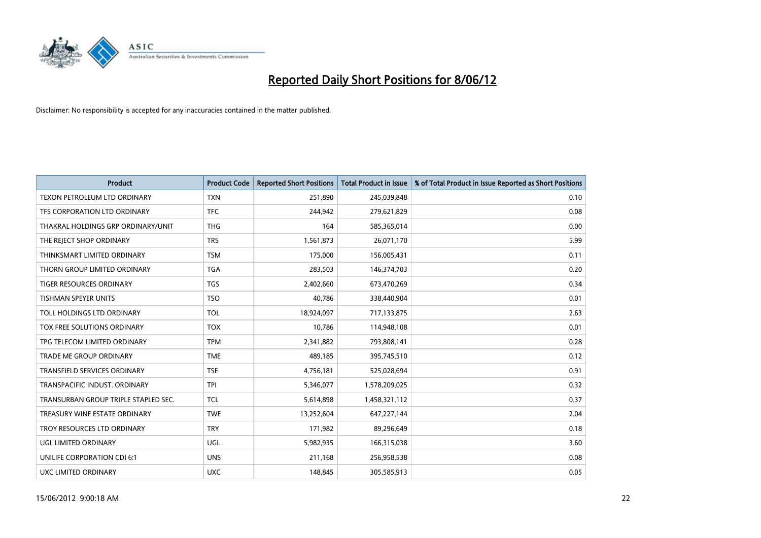# Reported Daily Short Positions for 8/06/12

Disclaimer: No responsibility is accepted for any inaccuracies contained in the matter published.

| Product | Product Code | Reported Short Positions | Total Product in Issue | % of Total Product in Issue Reported as Short Positions |
|---|---|---|---|---|
| TEXON PETROLEUM LTD ORDINARY | TXN | 251,890 | 245,039,848 | 0.10 |
| TFS CORPORATION LTD ORDINARY | TFC | 244,942 | 279,621,829 | 0.08 |
| THAKRAL HOLDINGS GRP ORDINARY/UNIT | THG | 164 | 585,365,014 | 0.00 |
| THE REJECT SHOP ORDINARY | TRS | 1,561,873 | 26,071,170 | 5.99 |
| THINKSMART LIMITED ORDINARY | TSM | 175,000 | 156,005,431 | 0.11 |
| THORN GROUP LIMITED ORDINARY | TGA | 283,503 | 146,374,703 | 0.20 |
| TIGER RESOURCES ORDINARY | TGS | 2,402,660 | 673,470,269 | 0.34 |
| TISHMAN SPEYER UNITS | TSO | 40,786 | 338,440,904 | 0.01 |
| TOLL HOLDINGS LTD ORDINARY | TOL | 18,924,097 | 717,133,875 | 2.63 |
| TOX FREE SOLUTIONS ORDINARY | TOX | 10,786 | 114,948,108 | 0.01 |
| TPG TELECOM LIMITED ORDINARY | TPM | 2,341,882 | 793,808,141 | 0.28 |
| TRADE ME GROUP ORDINARY | TME | 489,185 | 395,745,510 | 0.12 |
| TRANSFIELD SERVICES ORDINARY | TSE | 4,756,181 | 525,028,694 | 0.91 |
| TRANSPACIFIC INDUST. ORDINARY | TPI | 5,346,077 | 1,578,209,025 | 0.32 |
| TRANSURBAN GROUP TRIPLE STAPLED SEC. | TCL | 5,614,898 | 1,458,321,112 | 0.37 |
| TREASURY WINE ESTATE ORDINARY | TWE | 13,252,604 | 647,227,144 | 2.04 |
| TROY RESOURCES LTD ORDINARY | TRY | 171,982 | 89,296,649 | 0.18 |
| UGL LIMITED ORDINARY | UGL | 5,982,935 | 166,315,038 | 3.60 |
| UNILIFE CORPORATION CDI 6:1 | UNS | 211,168 | 256,958,538 | 0.08 |
| UXC LIMITED ORDINARY | UXC | 148,845 | 305,585,913 | 0.05 |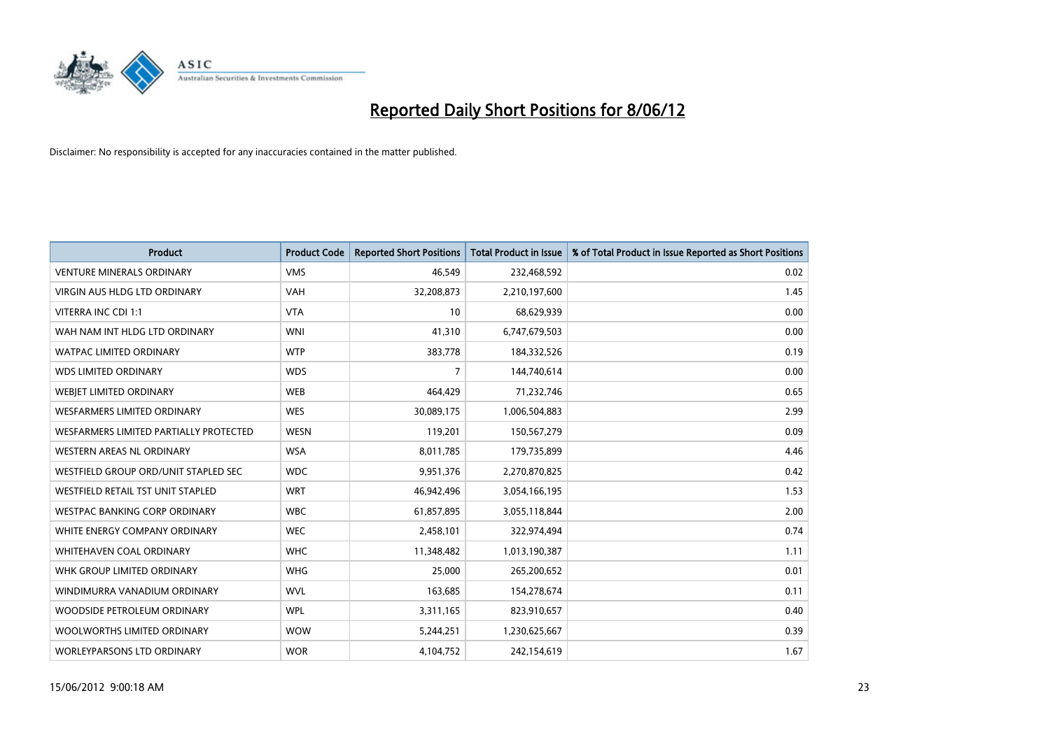# Reported Daily Short Positions for 8/06/12

Disclaimer: No responsibility is accepted for any inaccuracies contained in the matter published.

| Product | Product Code | Reported Short Positions | Total Product in Issue | % of Total Product in Issue Reported as Short Positions |
|---|---|---|---|---|
| VENTURE MINERALS ORDINARY | VMS | 46,549 | 232,468,592 | 0.02 |
| VIRGIN AUS HLDG LTD ORDINARY | VAH | 32,208,873 | 2,210,197,600 | 1.45 |
| VITERRA INC CDI 1:1 | VTA | 10 | 68,629,939 | 0.00 |
| WAH NAM INT HLDG LTD ORDINARY | WNI | 41,310 | 6,747,679,503 | 0.00 |
| WATPAC LIMITED ORDINARY | WTP | 383,778 | 184,332,526 | 0.19 |
| WDS LIMITED ORDINARY | WDS | 7 | 144,740,614 | 0.00 |
| WEBJET LIMITED ORDINARY | WEB | 464,429 | 71,232,746 | 0.65 |
| WESFARMERS LIMITED ORDINARY | WES | 30,089,175 | 1,006,504,883 | 2.99 |
| WESFARMERS LIMITED PARTIALLY PROTECTED | WESN | 119,201 | 150,567,279 | 0.09 |
| WESTERN AREAS NL ORDINARY | WSA | 8,011,785 | 179,735,899 | 4.46 |
| WESTFIELD GROUP ORD/UNIT STAPLED SEC | WDC | 9,951,376 | 2,270,870,825 | 0.42 |
| WESTFIELD RETAIL TST UNIT STAPLED | WRT | 46,942,496 | 3,054,166,195 | 1.53 |
| WESTPAC BANKING CORP ORDINARY | WBC | 61,857,895 | 3,055,118,844 | 2.00 |
| WHITE ENERGY COMPANY ORDINARY | WEC | 2,458,101 | 322,974,494 | 0.74 |
| WHITEHAVEN COAL ORDINARY | WHC | 11,348,482 | 1,013,190,387 | 1.11 |
| WHK GROUP LIMITED ORDINARY | WHG | 25,000 | 265,200,652 | 0.01 |
| WINDIMURRA VANADIUM ORDINARY | WVL | 163,685 | 154,278,674 | 0.11 |
| WOODSIDE PETROLEUM ORDINARY | WPL | 3,311,165 | 823,910,657 | 0.40 |
| WOOLWORTHS LIMITED ORDINARY | WOW | 5,244,251 | 1,230,625,667 | 0.39 |
| WORLEYPARSONS LTD ORDINARY | WOR | 4,104,752 | 242,154,619 | 1.67 |

15/06/2012 9:00:18 AM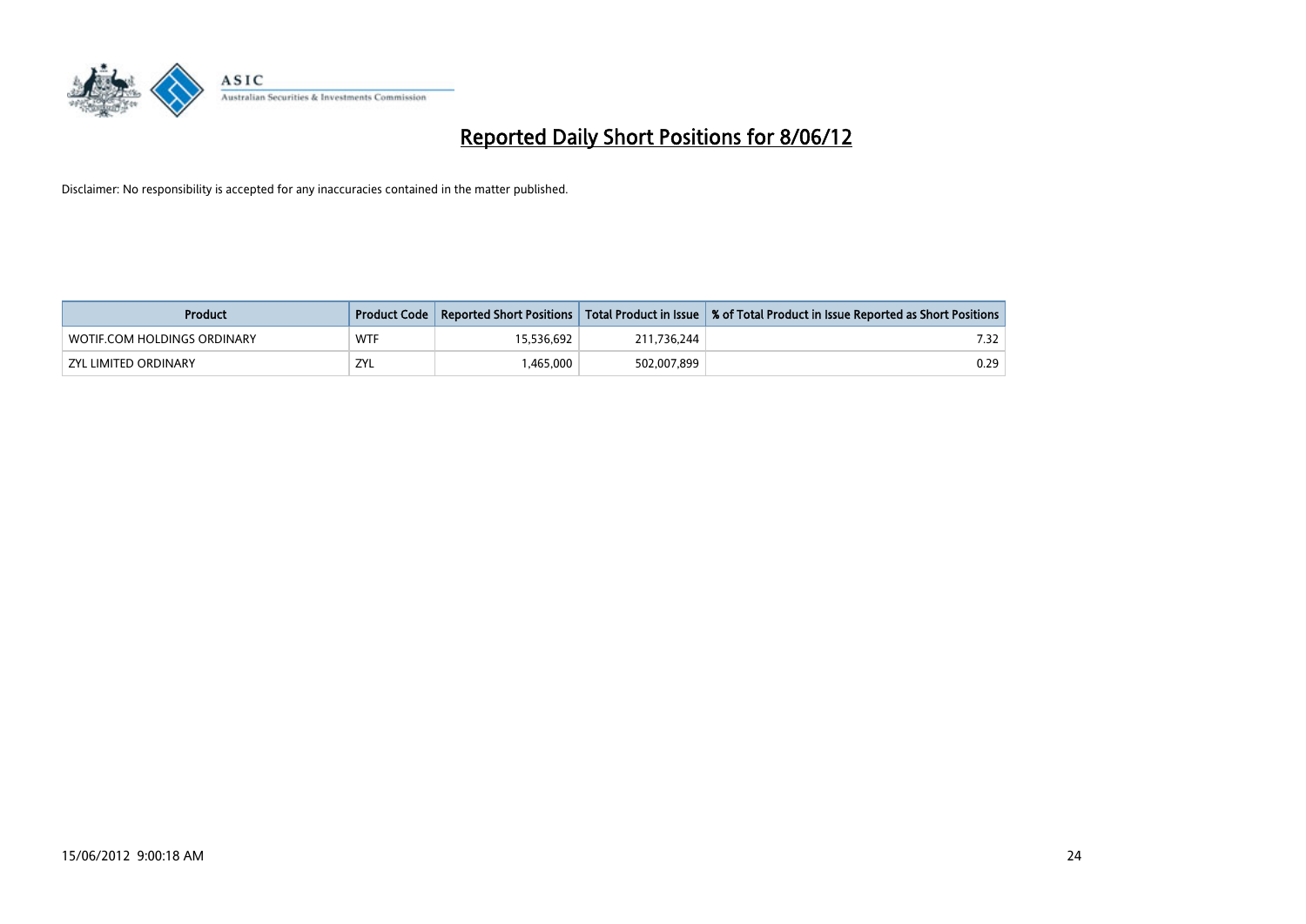# Reported Daily Short Positions for 8/06/12

Disclaimer: No responsibility is accepted for any inaccuracies contained in the matter published.

| Product | Product Code | Reported Short Positions | Total Product in Issue | % of Total Product in Issue Reported as Short Positions |
|---|---|---|---|---|
| WOTIF.COM HOLDINGS ORDINARY | WTF | 15,536,692 | 211,736,244 | 7.32 |
| ZYL LIMITED ORDINARY | ZYL | 1,465,000 | 502,007,899 | 0.29 |

15/06/2012 9:00:18 AM